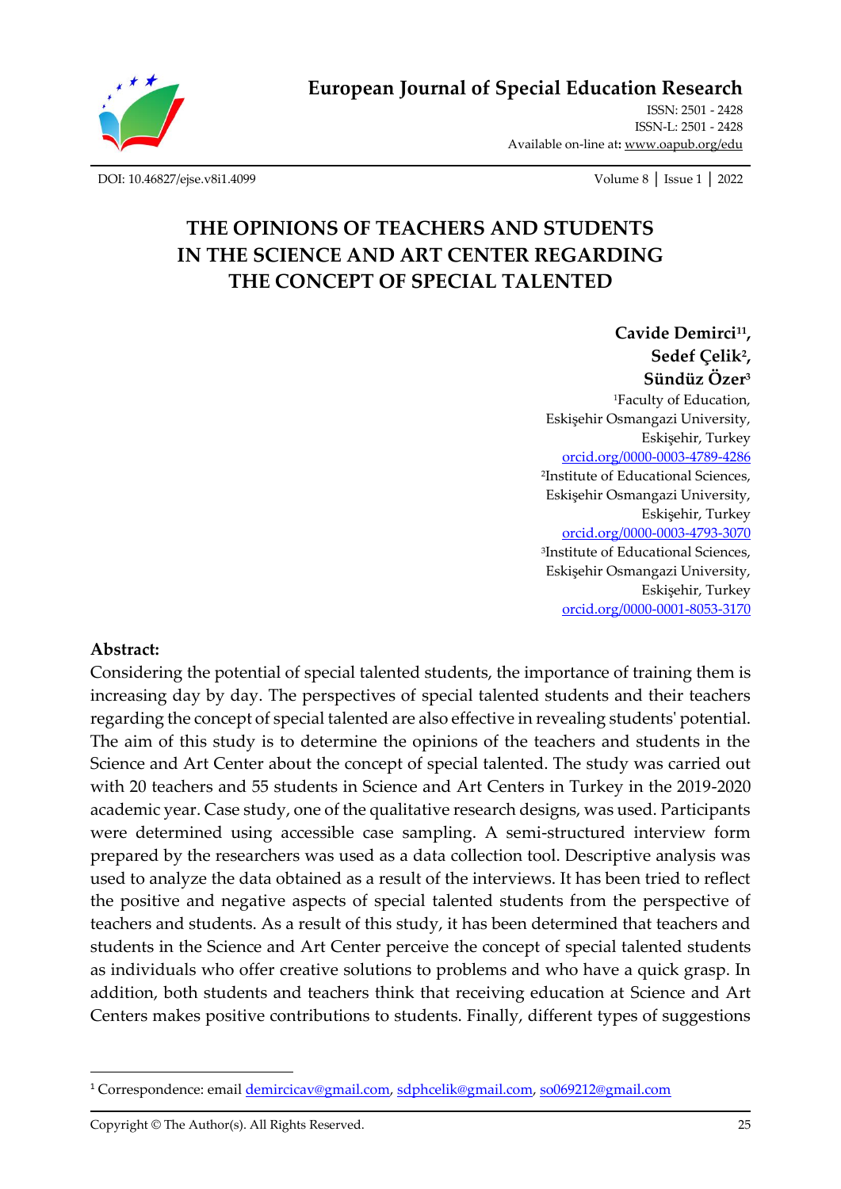# THE OPINIONS OF TEACHERS AND STUDENTS IN THE SCIENCE AND ART CENTER REGARDING THE CONCEPT OF SPECIAL TALENTED

**Cavide Demirci[1][1],**
**Sedef Çelik[2],**
**Sündüz Özer[3]**

[1]Faculty of Education,
Eskişehir Osmangazi University,
Eskişehir, Turkey
orcid.org/0000-0003-4789-4286

[2]Institute of Educational Sciences,
Eskişehir Osmangazi University,
Eskişehir, Turkey
orcid.org/0000-0003-4793-3070

[3]Institute of Educational Sciences,
Eskişehir Osmangazi University,
Eskişehir, Turkey
orcid.org/0000-0001-8053-3170

**Abstract:**

Considering the potential of special talented students, the importance of training them is increasing day by day. The perspectives of special talented students and their teachers regarding the concept of special talented are also effective in revealing students' potential. The aim of this study is to determine the opinions of the teachers and students in the Science and Art Center about the concept of special talented. The study was carried out with 20 teachers and 55 students in Science and Art Centers in Turkey in the 2019-2020 academic year. Case study, one of the qualitative research designs, was used. Participants were determined using accessible case sampling. A semi-structured interview form prepared by the researchers was used as a data collection tool. Descriptive analysis was used to analyze the data obtained as a result of the interviews. It has been tried to reflect the positive and negative aspects of special talented students from the perspective of teachers and students. As a result of this study, it has been determined that teachers and students in the Science and Art Center perceive the concept of special talented students as individuals who offer creative solutions to problems and who have a quick grasp. In addition, both students and teachers think that receiving education at Science and Art Centers makes positive contributions to students. Finally, different types of suggestions

---

[1] Correspondence: email demircicav@gmail.com, sdphcelik@gmail.com, so069212@gmail.com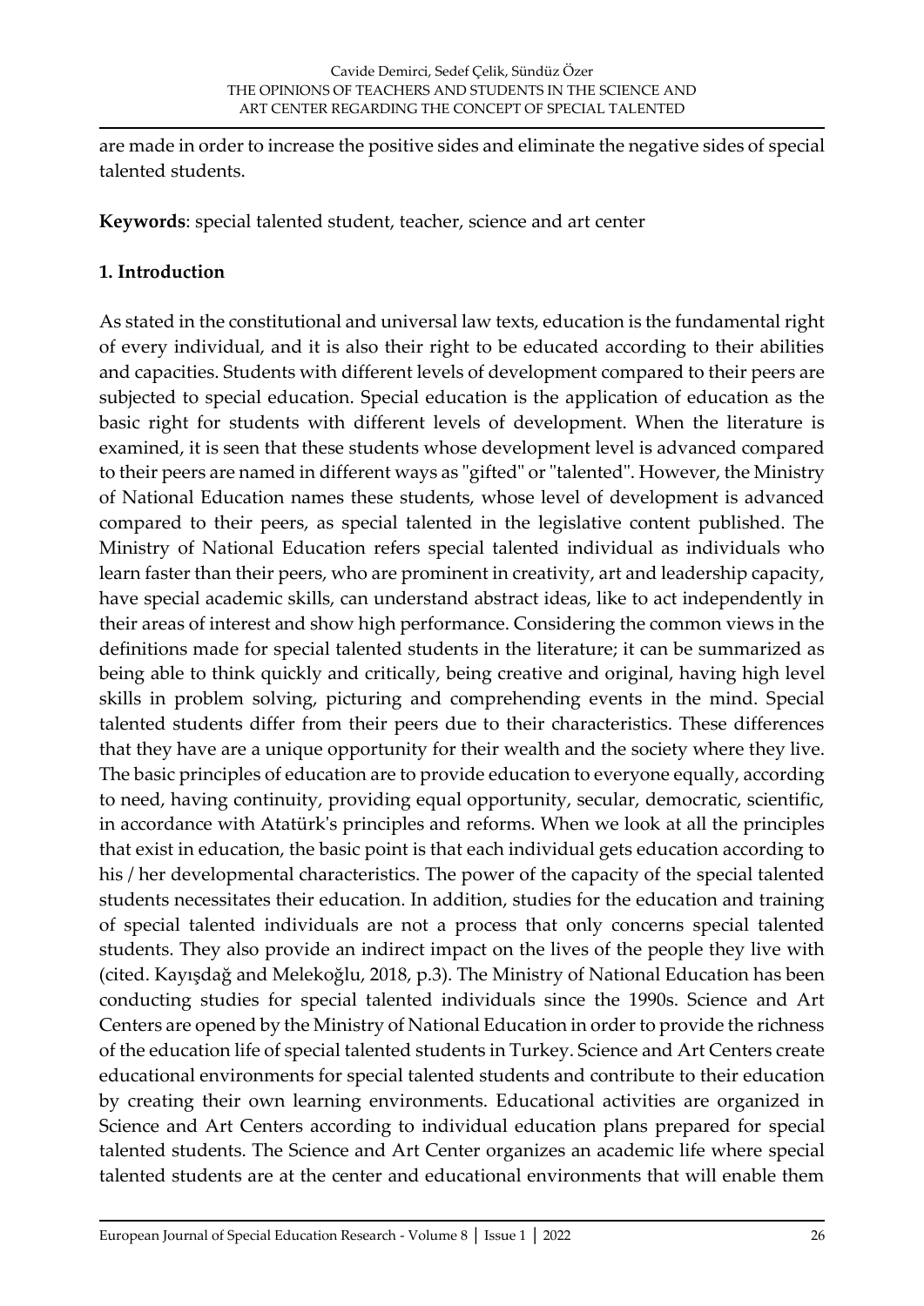are made in order to increase the positive sides and eliminate the negative sides of special talented students.

**Keywords**: special talented student, teacher, science and art center

## 1. Introduction

As stated in the constitutional and universal law texts, education is the fundamental right of every individual, and it is also their right to be educated according to their abilities and capacities. Students with different levels of development compared to their peers are subjected to special education. Special education is the application of education as the basic right for students with different levels of development. When the literature is examined, it is seen that these students whose development level is advanced compared to their peers are named in different ways as "gifted" or "talented". However, the Ministry of National Education names these students, whose level of development is advanced compared to their peers, as special talented in the legislative content published. The Ministry of National Education refers special talented individual as individuals who learn faster than their peers, who are prominent in creativity, art and leadership capacity, have special academic skills, can understand abstract ideas, like to act independently in their areas of interest and show high performance. Considering the common views in the definitions made for special talented students in the literature; it can be summarized as being able to think quickly and critically, being creative and original, having high level skills in problem solving, picturing and comprehending events in the mind. Special talented students differ from their peers due to their characteristics. These differences that they have are a unique opportunity for their wealth and the society where they live. The basic principles of education are to provide education to everyone equally, according to need, having continuity, providing equal opportunity, secular, democratic, scientific, in accordance with Atatürk's principles and reforms. When we look at all the principles that exist in education, the basic point is that each individual gets education according to his / her developmental characteristics. The power of the capacity of the special talented students necessitates their education. In addition, studies for the education and training of special talented individuals are not a process that only concerns special talented students. They also provide an indirect impact on the lives of the people they live with (cited. Kayışdağ and Melekoğlu, 2018, p.3). The Ministry of National Education has been conducting studies for special talented individuals since the 1990s. Science and Art Centers are opened by the Ministry of National Education in order to provide the richness of the education life of special talented students in Turkey. Science and Art Centers create educational environments for special talented students and contribute to their education by creating their own learning environments. Educational activities are organized in Science and Art Centers according to individual education plans prepared for special talented students. The Science and Art Center organizes an academic life where special talented students are at the center and educational environments that will enable them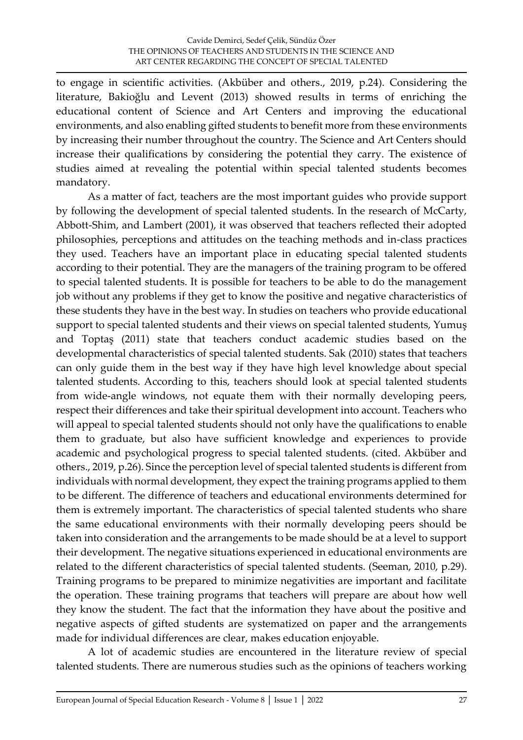to engage in scientific activities. (Akbüber and others., 2019, p.24). Considering the literature, Bakioğlu and Levent (2013) showed results in terms of enriching the educational content of Science and Art Centers and improving the educational environments, and also enabling gifted students to benefit more from these environments by increasing their number throughout the country. The Science and Art Centers should increase their qualifications by considering the potential they carry. The existence of studies aimed at revealing the potential within special talented students becomes mandatory.

As a matter of fact, teachers are the most important guides who provide support by following the development of special talented students. In the research of McCarty, Abbott-Shim, and Lambert (2001), it was observed that teachers reflected their adopted philosophies, perceptions and attitudes on the teaching methods and in-class practices they used. Teachers have an important place in educating special talented students according to their potential. They are the managers of the training program to be offered to special talented students. It is possible for teachers to be able to do the management job without any problems if they get to know the positive and negative characteristics of these students they have in the best way. In studies on teachers who provide educational support to special talented students and their views on special talented students, Yumuş and Toptaş (2011) state that teachers conduct academic studies based on the developmental characteristics of special talented students. Sak (2010) states that teachers can only guide them in the best way if they have high level knowledge about special talented students. According to this, teachers should look at special talented students from wide-angle windows, not equate them with their normally developing peers, respect their differences and take their spiritual development into account. Teachers who will appeal to special talented students should not only have the qualifications to enable them to graduate, but also have sufficient knowledge and experiences to provide academic and psychological progress to special talented students. (cited. Akbüber and others., 2019, p.26). Since the perception level of special talented students is different from individuals with normal development, they expect the training programs applied to them to be different. The difference of teachers and educational environments determined for them is extremely important. The characteristics of special talented students who share the same educational environments with their normally developing peers should be taken into consideration and the arrangements to be made should be at a level to support their development. The negative situations experienced in educational environments are related to the different characteristics of special talented students. (Seeman, 2010, p.29). Training programs to be prepared to minimize negativities are important and facilitate the operation. These training programs that teachers will prepare are about how well they know the student. The fact that the information they have about the positive and negative aspects of gifted students are systematized on paper and the arrangements made for individual differences are clear, makes education enjoyable.

A lot of academic studies are encountered in the literature review of special talented students. There are numerous studies such as the opinions of teachers working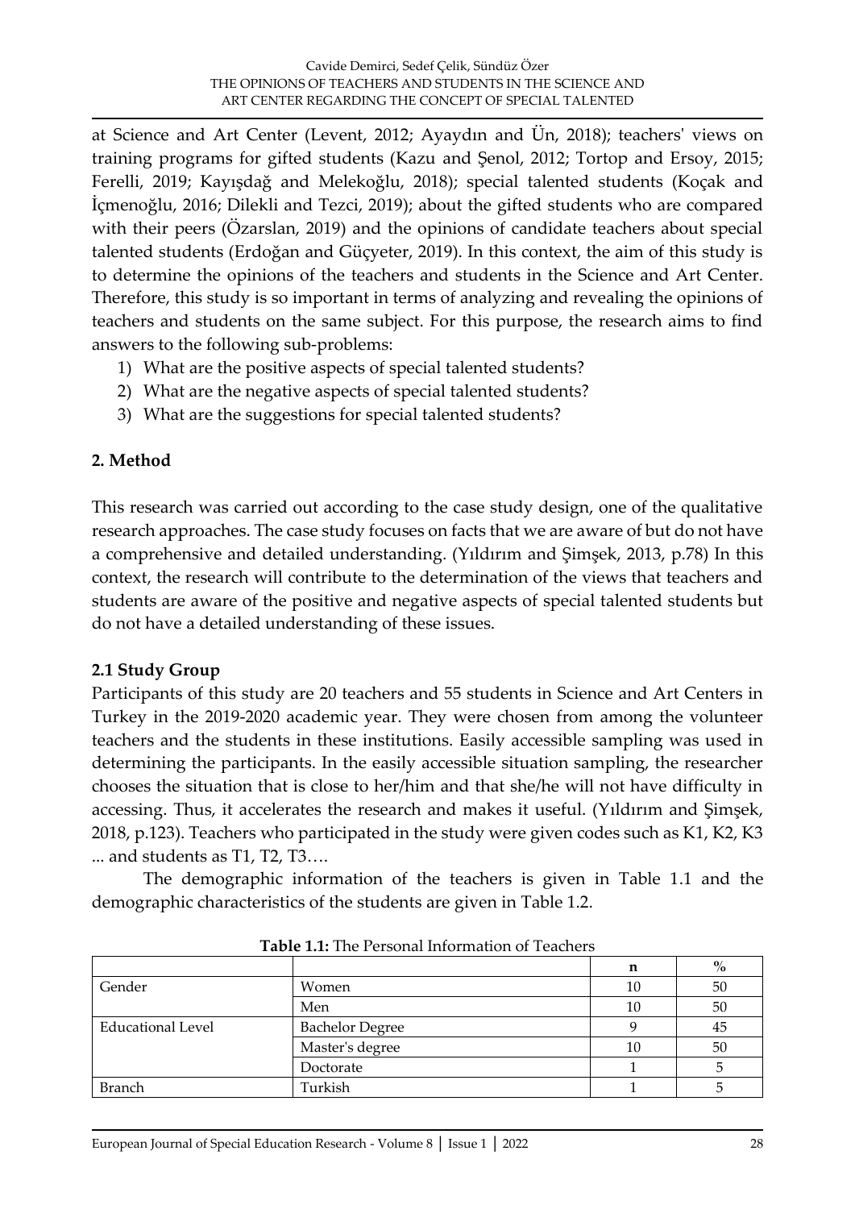at Science and Art Center (Levent, 2012; Ayaydın and Ün, 2018); teachers' views on training programs for gifted students (Kazu and Şenol, 2012; Tortop and Ersoy, 2015; Ferelli, 2019; Kayışdağ and Melekoğlu, 2018); special talented students (Koçak and İçmenoğlu, 2016; Dilekli and Tezci, 2019); about the gifted students who are compared with their peers (Özarslan, 2019) and the opinions of candidate teachers about special talented students (Erdoğan and Güçyeter, 2019). In this context, the aim of this study is to determine the opinions of the teachers and students in the Science and Art Center. Therefore, this study is so important in terms of analyzing and revealing the opinions of teachers and students on the same subject. For this purpose, the research aims to find answers to the following sub-problems:

1) What are the positive aspects of special talented students?
2) What are the negative aspects of special talented students?
3) What are the suggestions for special talented students?

## 2. Method

This research was carried out according to the case study design, one of the qualitative research approaches. The case study focuses on facts that we are aware of but do not have a comprehensive and detailed understanding. (Yıldırım and Şimşek, 2013, p.78) In this context, the research will contribute to the determination of the views that teachers and students are aware of the positive and negative aspects of special talented students but do not have a detailed understanding of these issues.

### 2.1 Study Group

Participants of this study are 20 teachers and 55 students in Science and Art Centers in Turkey in the 2019-2020 academic year. They were chosen from among the volunteer teachers and the students in these institutions. Easily accessible sampling was used in determining the participants. In the easily accessible situation sampling, the researcher chooses the situation that is close to her/him and that she/he will not have difficulty in accessing. Thus, it accelerates the research and makes it useful. (Yıldırım and Şimşek, 2018, p.123). Teachers who participated in the study were given codes such as K1, K2, K3 ... and students as T1, T2, T3….

The demographic information of the teachers is given in Table 1.1 and the demographic characteristics of the students are given in Table 1.2.

**Table 1.1:** The Personal Information of Teachers

| | | n | % |
|---|---|---|---|
| Gender | Women | 10 | 50 |
| | Men | 10 | 50 |
| Educational Level | Bachelor Degree | 9 | 45 |
| | Master's degree | 10 | 50 |
| | Doctorate | 1 | 5 |
| Branch | Turkish | 1 | 5 |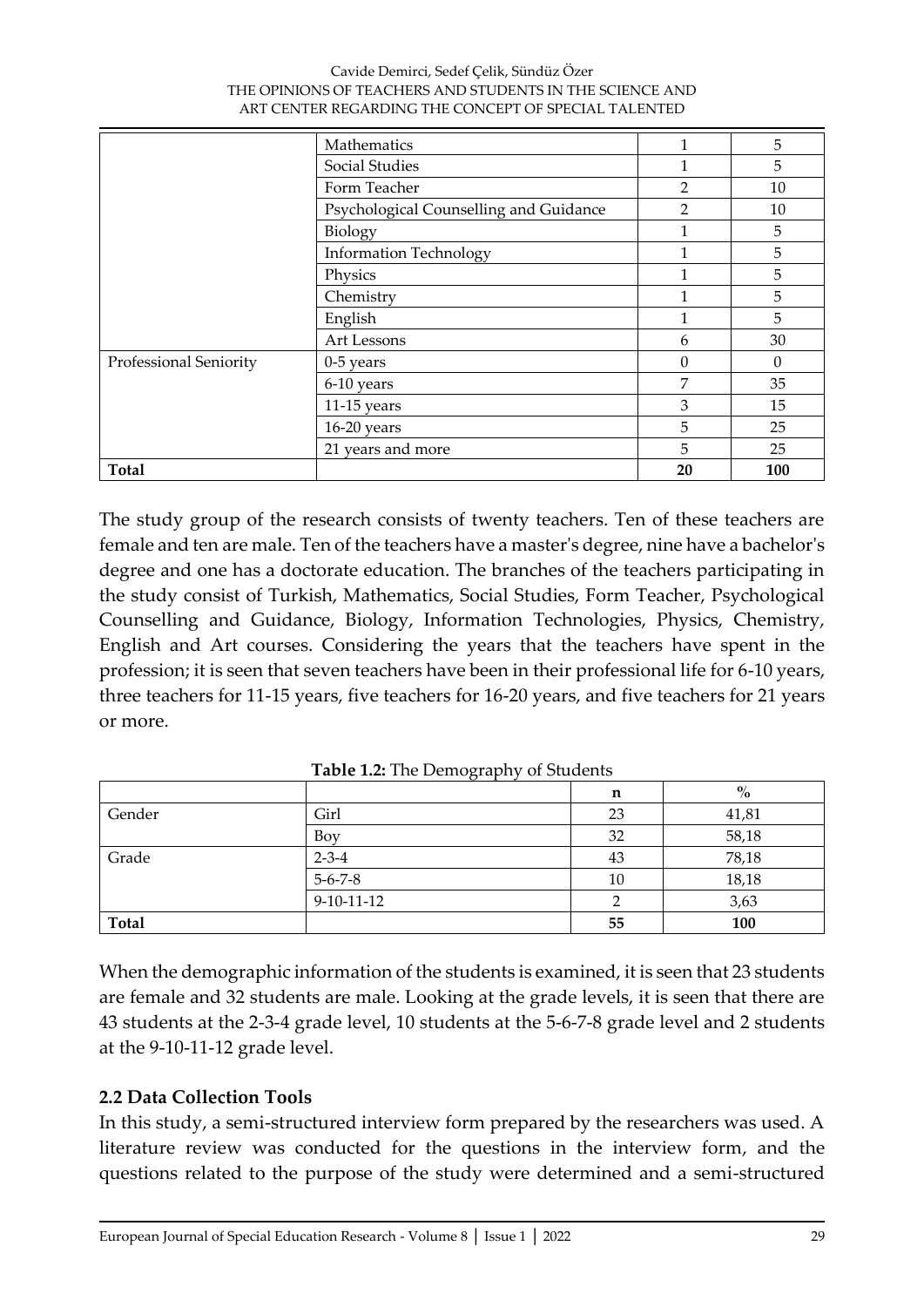| | | | |
|---|---|---|---|
| | Mathematics | 1 | 5 |
| | Social Studies | 1 | 5 |
| | Form Teacher | 2 | 10 |
| | Psychological Counselling and Guidance | 2 | 10 |
| | Biology | 1 | 5 |
| | Information Technology | 1 | 5 |
| | Physics | 1 | 5 |
| | Chemistry | 1 | 5 |
| | English | 1 | 5 |
| | Art Lessons | 6 | 30 |
| Professional Seniority | 0-5 years | 0 | 0 |
| | 6-10 years | 7 | 35 |
| | 11-15 years | 3 | 15 |
| | 16-20 years | 5 | 25 |
| | 21 years and more | 5 | 25 |
| **Total** | | **20** | **100** |

The study group of the research consists of twenty teachers. Ten of these teachers are female and ten are male. Ten of the teachers have a master's degree, nine have a bachelor's degree and one has a doctorate education. The branches of the teachers participating in the study consist of Turkish, Mathematics, Social Studies, Form Teacher, Psychological Counselling and Guidance, Biology, Information Technologies, Physics, Chemistry, English and Art courses. Considering the years that the teachers have spent in the profession; it is seen that seven teachers have been in their professional life for 6-10 years, three teachers for 11-15 years, five teachers for 16-20 years, and five teachers for 21 years or more.

**Table 1.2:** The Demography of Students

| | | n | % |
|---|---|---|---|
| Gender | Girl | 23 | 41,81 |
| | Boy | 32 | 58,18 |
| Grade | 2-3-4 | 43 | 78,18 |
| | 5-6-7-8 | 10 | 18,18 |
| | 9-10-11-12 | 2 | 3,63 |
| **Total** | | **55** | **100** |

When the demographic information of the students is examined, it is seen that 23 students are female and 32 students are male. Looking at the grade levels, it is seen that there are 43 students at the 2-3-4 grade level, 10 students at the 5-6-7-8 grade level and 2 students at the 9-10-11-12 grade level.

### 2.2 Data Collection Tools

In this study, a semi-structured interview form prepared by the researchers was used. A literature review was conducted for the questions in the interview form, and the questions related to the purpose of the study were determined and a semi-structured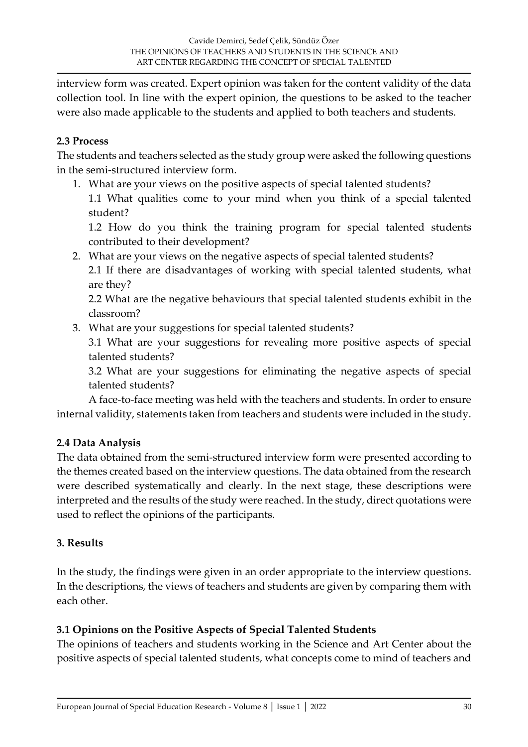interview form was created. Expert opinion was taken for the content validity of the data collection tool. In line with the expert opinion, the questions to be asked to the teacher were also made applicable to the students and applied to both teachers and students.

### 2.3 Process

The students and teachers selected as the study group were asked the following questions in the semi-structured interview form.

1. What are your views on the positive aspects of special talented students?
   1.1 What qualities come to your mind when you think of a special talented student?
   1.2 How do you think the training program for special talented students contributed to their development?
2. What are your views on the negative aspects of special talented students?
   2.1 If there are disadvantages of working with special talented students, what are they?
   2.2 What are the negative behaviours that special talented students exhibit in the classroom?
3. What are your suggestions for special talented students?
   3.1 What are your suggestions for revealing more positive aspects of special talented students?
   3.2 What are your suggestions for eliminating the negative aspects of special talented students?

A face-to-face meeting was held with the teachers and students. In order to ensure internal validity, statements taken from teachers and students were included in the study.

### 2.4 Data Analysis

The data obtained from the semi-structured interview form were presented according to the themes created based on the interview questions. The data obtained from the research were described systematically and clearly. In the next stage, these descriptions were interpreted and the results of the study were reached. In the study, direct quotations were used to reflect the opinions of the participants.

## 3. Results

In the study, the findings were given in an order appropriate to the interview questions. In the descriptions, the views of teachers and students are given by comparing them with each other.

### 3.1 Opinions on the Positive Aspects of Special Talented Students

The opinions of teachers and students working in the Science and Art Center about the positive aspects of special talented students, what concepts come to mind of teachers and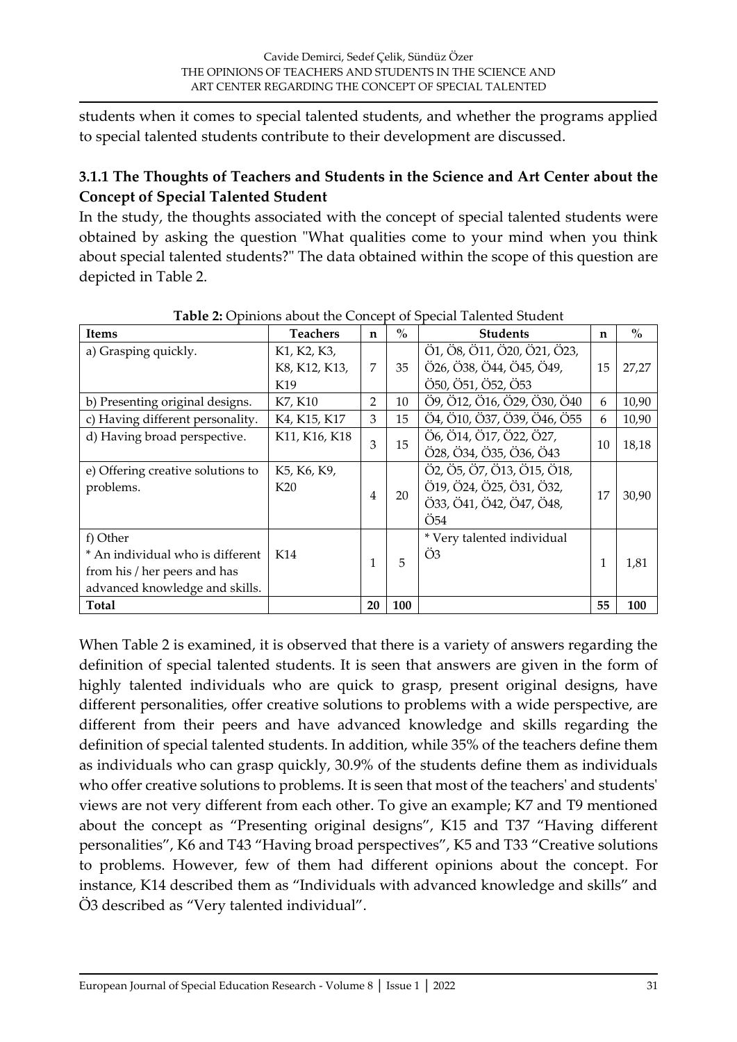students when it comes to special talented students, and whether the programs applied to special talented students contribute to their development are discussed.

### 3.1.1 The Thoughts of Teachers and Students in the Science and Art Center about the Concept of Special Talented Student

In the study, the thoughts associated with the concept of special talented students were obtained by asking the question "What qualities come to your mind when you think about special talented students?" The data obtained within the scope of this question are depicted in Table 2.

**Table 2:** Opinions about the Concept of Special Talented Student

| Items | Teachers | n | % | Students | n | % |
|---|---|---|---|---|---|---|
| a) Grasping quickly. | K1, K2, K3, K8, K12, K13, K19 | 7 | 35 | Ö1, Ö8, Ö11, Ö20, Ö21, Ö23, Ö26, Ö38, Ö44, Ö45, Ö49, Ö50, Ö51, Ö52, Ö53 | 15 | 27,27 |
| b) Presenting original designs. | K7, K10 | 2 | 10 | Ö9, Ö12, Ö16, Ö29, Ö30, Ö40 | 6 | 10,90 |
| c) Having different personality. | K4, K15, K17 | 3 | 15 | Ö4, Ö10, Ö37, Ö39, Ö46, Ö55 | 6 | 10,90 |
| d) Having broad perspective. | K11, K16, K18 | 3 | 15 | Ö6, Ö14, Ö17, Ö22, Ö27, Ö28, Ö34, Ö35, Ö36, Ö43 | 10 | 18,18 |
| e) Offering creative solutions to problems. | K5, K6, K9, K20 | 4 | 20 | Ö2, Ö5, Ö7, Ö13, Ö15, Ö18, Ö19, Ö24, Ö25, Ö31, Ö32, Ö33, Ö41, Ö42, Ö47, Ö48, Ö54 | 17 | 30,90 |
| f) Other<br>* An individual who is different from his / her peers and has advanced knowledge and skills. | K14 | 1 | 5 | * Very talented individual<br>Ö3 | 1 | 1,81 |
| **Total** | | **20** | **100** | | **55** | **100** |

When Table 2 is examined, it is observed that there is a variety of answers regarding the definition of special talented students. It is seen that answers are given in the form of highly talented individuals who are quick to grasp, present original designs, have different personalities, offer creative solutions to problems with a wide perspective, are different from their peers and have advanced knowledge and skills regarding the definition of special talented students. In addition, while 35% of the teachers define them as individuals who can grasp quickly, 30.9% of the students define them as individuals who offer creative solutions to problems. It is seen that most of the teachers' and students' views are not very different from each other. To give an example; K7 and T9 mentioned about the concept as "Presenting original designs", K15 and T37 "Having different personalities", K6 and T43 "Having broad perspectives", K5 and T33 "Creative solutions to problems. However, few of them had different opinions about the concept. For instance, K14 described them as "Individuals with advanced knowledge and skills" and Ö3 described as "Very talented individual".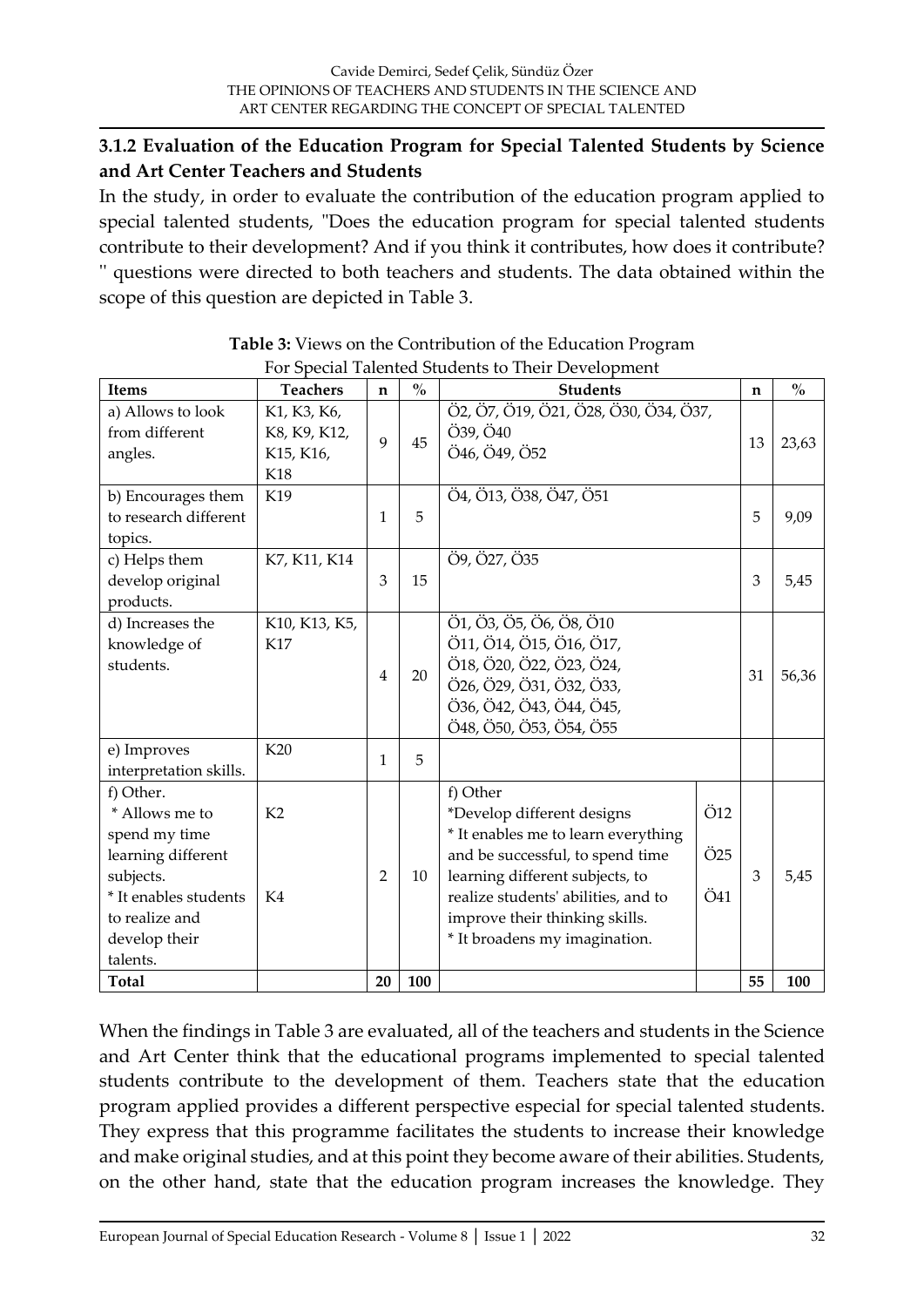### 3.1.2 Evaluation of the Education Program for Special Talented Students by Science and Art Center Teachers and Students

In the study, in order to evaluate the contribution of the education program applied to special talented students, "Does the education program for special talented students contribute to their development? And if you think it contributes, how does it contribute? " questions were directed to both teachers and students. The data obtained within the scope of this question are depicted in Table 3.

**Table 3:** Views on the Contribution of the Education Program For Special Talented Students to Their Development

| Items | Teachers | n | % | Students | | n | % |
|---|---|---|---|---|---|---|---|
| a) Allows to look from different angles. | K1, K3, K6, K8, K9, K12, K15, K16, K18 | 9 | 45 | Ö2, Ö7, Ö19, Ö21, Ö28, Ö30, Ö34, Ö37, Ö39, Ö40 Ö46, Ö49, Ö52 | | 13 | 23,63 |
| b) Encourages them to research different topics. | K19 | 1 | 5 | Ö4, Ö13, Ö38, Ö47, Ö51 | | 5 | 9,09 |
| c) Helps them develop original products. | K7, K11, K14 | 3 | 15 | Ö9, Ö27, Ö35 | | 3 | 5,45 |
| d) Increases the knowledge of students. | K10, K13, K5, K17 | 4 | 20 | Ö1, Ö3, Ö5, Ö6, Ö8, Ö10 Ö11, Ö14, Ö15, Ö16, Ö17, Ö18, Ö20, Ö22, Ö23, Ö24, Ö26, Ö29, Ö31, Ö32, Ö33, Ö36, Ö42, Ö43, Ö44, Ö45, Ö48, Ö50, Ö53, Ö54, Ö55 | | 31 | 56,36 |
| e) Improves interpretation skills. | K20 | 1 | 5 | | | | |
| f) Other. * Allows me to spend my time learning different subjects. * It enables students to realize and develop their talents. | K2 K4 | 2 | 10 | f) Other *Develop different designs * It enables me to learn everything and be successful, to spend time learning different subjects, to realize students' abilities, and to improve their thinking skills. * It broadens my imagination. | Ö12 Ö25 Ö41 | 3 | 5,45 |
| **Total** | | **20** | **100** | | | **55** | **100** |

When the findings in Table 3 are evaluated, all of the teachers and students in the Science and Art Center think that the educational programs implemented to special talented students contribute to the development of them. Teachers state that the education program applied provides a different perspective especial for special talented students. They express that this programme facilitates the students to increase their knowledge and make original studies, and at this point they become aware of their abilities. Students, on the other hand, state that the education program increases the knowledge. They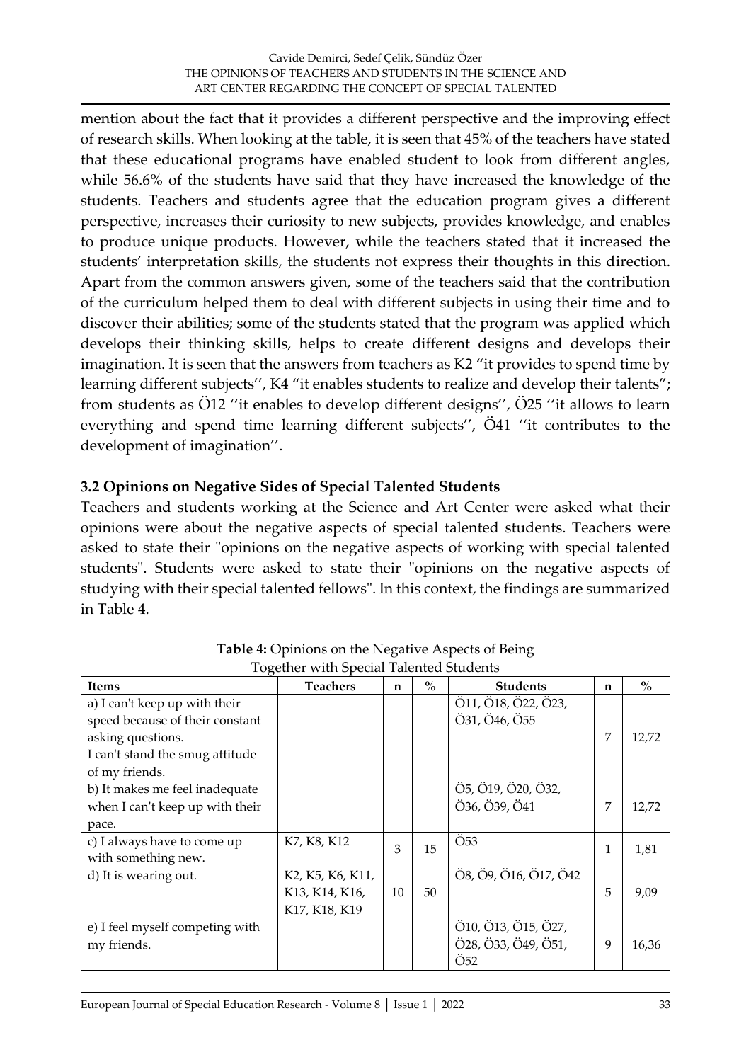mention about the fact that it provides a different perspective and the improving effect of research skills. When looking at the table, it is seen that 45% of the teachers have stated that these educational programs have enabled student to look from different angles, while 56.6% of the students have said that they have increased the knowledge of the students. Teachers and students agree that the education program gives a different perspective, increases their curiosity to new subjects, provides knowledge, and enables to produce unique products. However, while the teachers stated that it increased the students' interpretation skills, the students not express their thoughts in this direction. Apart from the common answers given, some of the teachers said that the contribution of the curriculum helped them to deal with different subjects in using their time and to discover their abilities; some of the students stated that the program was applied which develops their thinking skills, helps to create different designs and develops their imagination. It is seen that the answers from teachers as K2 "it provides to spend time by learning different subjects'', K4 "it enables students to realize and develop their talents"; from students as Ö12 ''it enables to develop different designs'', Ö25 ''it allows to learn everything and spend time learning different subjects'', Ö41 ''it contributes to the development of imagination''.

### 3.2 Opinions on Negative Sides of Special Talented Students

Teachers and students working at the Science and Art Center were asked what their opinions were about the negative aspects of special talented students. Teachers were asked to state their "opinions on the negative aspects of working with special talented students". Students were asked to state their "opinions on the negative aspects of studying with their special talented fellows". In this context, the findings are summarized in Table 4.

**Table 4:** Opinions on the Negative Aspects of Being Together with Special Talented Students

| Items | Teachers | n | % | Students | n | % |
|---|---|---|---|---|---|---|
| a) I can't keep up with their speed because of their constant asking questions. I can't stand the smug attitude of my friends. | | | | Ö11, Ö18, Ö22, Ö23, Ö31, Ö46, Ö55 | 7 | 12,72 |
| b) It makes me feel inadequate when I can't keep up with their pace. | | | | Ö5, Ö19, Ö20, Ö32, Ö36, Ö39, Ö41 | 7 | 12,72 |
| c) I always have to come up with something new. | K7, K8, K12 | 3 | 15 | Ö53 | 1 | 1,81 |
| d) It is wearing out. | K2, K5, K6, K11, K13, K14, K16, K17, K18, K19 | 10 | 50 | Ö8, Ö9, Ö16, Ö17, Ö42 | 5 | 9,09 |
| e) I feel myself competing with my friends. | | | | Ö10, Ö13, Ö15, Ö27, Ö28, Ö33, Ö49, Ö51, Ö52 | 9 | 16,36 |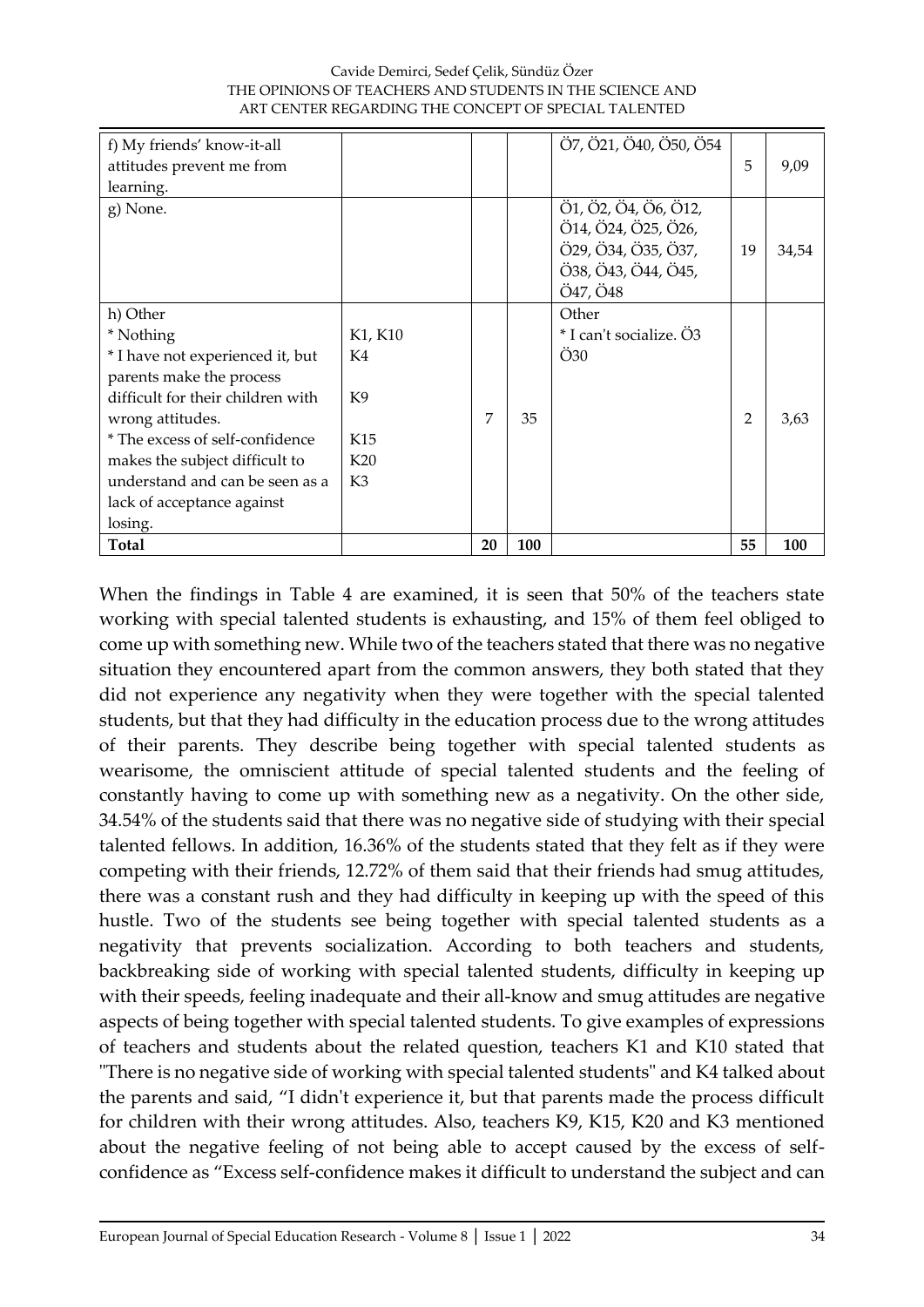| f) My friends' know-it-all attitudes prevent me from learning. | | | | Ö7, Ö21, Ö40, Ö50, Ö54 | 5 | 9,09 |
|---|---|---|---|---|---|---|
| g) None. | | | | Ö1, Ö2, Ö4, Ö6, Ö12, Ö14, Ö24, Ö25, Ö26, Ö29, Ö34, Ö35, Ö37, Ö38, Ö43, Ö44, Ö45, Ö47, Ö48 | 19 | 34,54 |
| h) Other<br>* Nothing<br>* I have not experienced it, but parents make the process difficult for their children with wrong attitudes.<br>* The excess of self-confidence makes the subject difficult to understand and can be seen as a lack of acceptance against losing. | K1, K10<br>K4<br>K9<br>K15<br>K20<br>K3 | 7 | 35 | Other<br>* I can't socialize. Ö3<br>Ö30 | 2 | 3,63 |
| **Total** | | **20** | **100** | | **55** | **100** |

When the findings in Table 4 are examined, it is seen that 50% of the teachers state working with special talented students is exhausting, and 15% of them feel obliged to come up with something new. While two of the teachers stated that there was no negative situation they encountered apart from the common answers, they both stated that they did not experience any negativity when they were together with the special talented students, but that they had difficulty in the education process due to the wrong attitudes of their parents. They describe being together with special talented students as wearisome, the omniscient attitude of special talented students and the feeling of constantly having to come up with something new as a negativity. On the other side, 34.54% of the students said that there was no negative side of studying with their special talented fellows. In addition, 16.36% of the students stated that they felt as if they were competing with their friends, 12.72% of them said that their friends had smug attitudes, there was a constant rush and they had difficulty in keeping up with the speed of this hustle. Two of the students see being together with special talented students as a negativity that prevents socialization. According to both teachers and students, backbreaking side of working with special talented students, difficulty in keeping up with their speeds, feeling inadequate and their all-know and smug attitudes are negative aspects of being together with special talented students. To give examples of expressions of teachers and students about the related question, teachers K1 and K10 stated that "There is no negative side of working with special talented students" and K4 talked about the parents and said, "I didn't experience it, but that parents made the process difficult for children with their wrong attitudes. Also, teachers K9, K15, K20 and K3 mentioned about the negative feeling of not being able to accept caused by the excess of self-confidence as "Excess self-confidence makes it difficult to understand the subject and can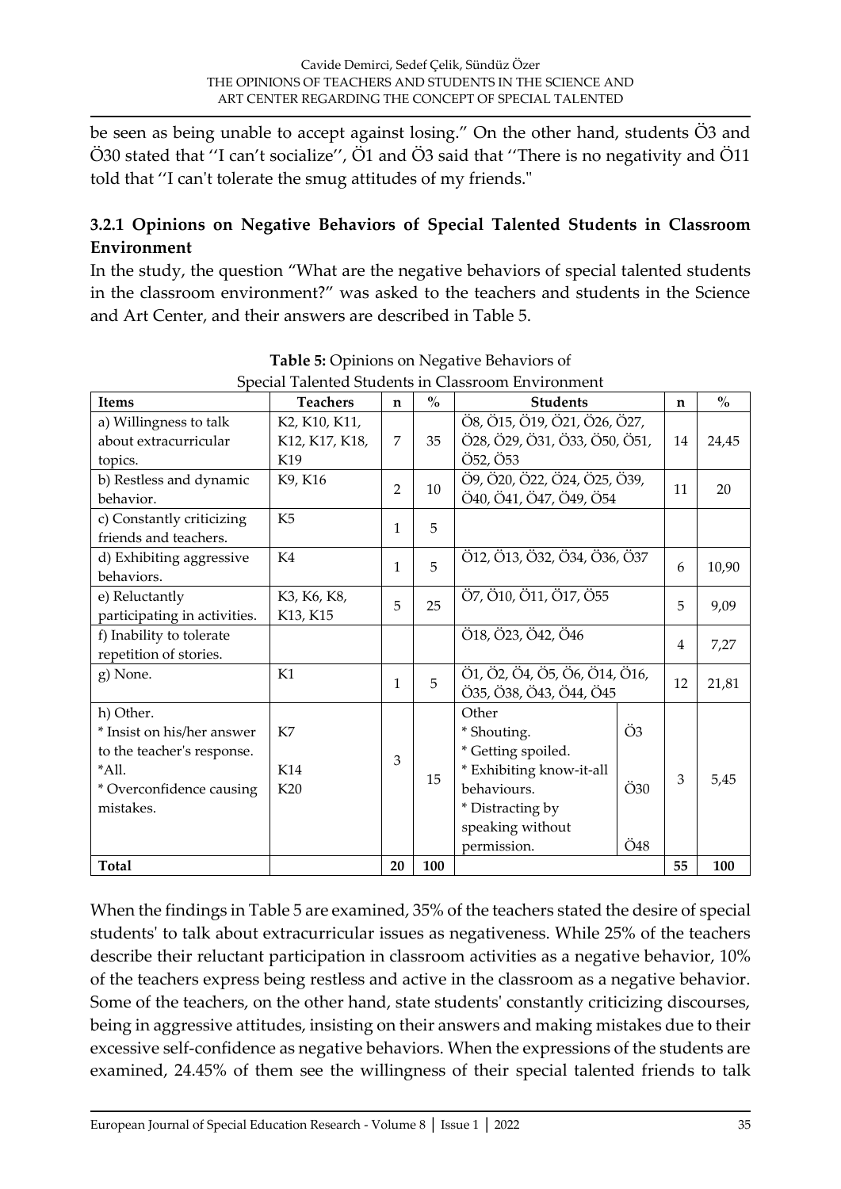be seen as being unable to accept against losing." On the other hand, students Ö3 and Ö30 stated that ''I can't socialize'', Ö1 and Ö3 said that ''There is no negativity and Ö11 told that ''I can't tolerate the smug attitudes of my friends."

### 3.2.1 Opinions on Negative Behaviors of Special Talented Students in Classroom Environment

In the study, the question "What are the negative behaviors of special talented students in the classroom environment?" was asked to the teachers and students in the Science and Art Center, and their answers are described in Table 5.

**Table 5:** Opinions on Negative Behaviors of Special Talented Students in Classroom Environment

| Items | Teachers | n | % | Students | | n | % |
|---|---|---|---|---|---|---|---|
| a) Willingness to talk about extracurricular topics. | K2, K10, K11, K12, K17, K18, K19 | 7 | 35 | Ö8, Ö15, Ö19, Ö21, Ö26, Ö27, Ö28, Ö29, Ö31, Ö33, Ö50, Ö51, Ö52, Ö53 | | 14 | 24,45 |
| b) Restless and dynamic behavior. | K9, K16 | 2 | 10 | Ö9, Ö20, Ö22, Ö24, Ö25, Ö39, Ö40, Ö41, Ö47, Ö49, Ö54 | | 11 | 20 |
| c) Constantly criticizing friends and teachers. | K5 | 1 | 5 | | | | |
| d) Exhibiting aggressive behaviors. | K4 | 1 | 5 | Ö12, Ö13, Ö32, Ö34, Ö36, Ö37 | | 6 | 10,90 |
| e) Reluctantly participating in activities. | K3, K6, K8, K13, K15 | 5 | 25 | Ö7, Ö10, Ö11, Ö17, Ö55 | | 5 | 9,09 |
| f) Inability to tolerate repetition of stories. | | | | Ö18, Ö23, Ö42, Ö46 | | 4 | 7,27 |
| g) None. | K1 | 1 | 5 | Ö1, Ö2, Ö4, Ö5, Ö6, Ö14, Ö16, Ö35, Ö38, Ö43, Ö44, Ö45 | | 12 | 21,81 |
| h) Other.<br>* Insist on his/her answer to the teacher's response.<br>*All.<br>* Overconfidence causing mistakes. | <br>K7<br><br>K14<br>K20 | 3 | 15 | Other<br>* Shouting.<br>* Getting spoiled.<br>* Exhibiting know-it-all behaviours.<br>* Distracting by speaking without permission. | <br>Ö3<br><br>Ö30<br><br>Ö48 | 3 | 5,45 |
| **Total** | | **20** | **100** | | | **55** | **100** |

When the findings in Table 5 are examined, 35% of the teachers stated the desire of special students' to talk about extracurricular issues as negativeness. While 25% of the teachers describe their reluctant participation in classroom activities as a negative behavior, 10% of the teachers express being restless and active in the classroom as a negative behavior. Some of the teachers, on the other hand, state students' constantly criticizing discourses, being in aggressive attitudes, insisting on their answers and making mistakes due to their excessive self-confidence as negative behaviors. When the expressions of the students are examined, 24.45% of them see the willingness of their special talented friends to talk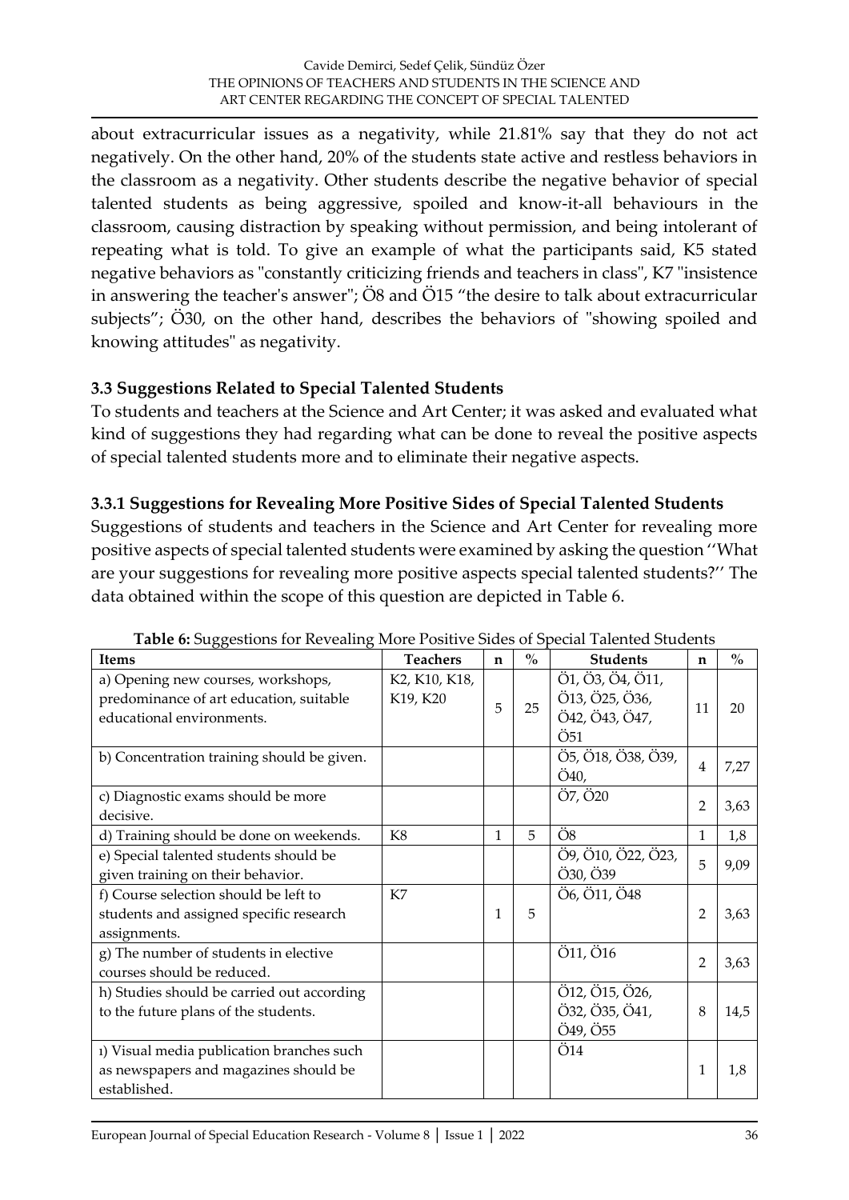about extracurricular issues as a negativity, while 21.81% say that they do not act negatively. On the other hand, 20% of the students state active and restless behaviors in the classroom as a negativity. Other students describe the negative behavior of special talented students as being aggressive, spoiled and know-it-all behaviours in the classroom, causing distraction by speaking without permission, and being intolerant of repeating what is told. To give an example of what the participants said, K5 stated negative behaviors as "constantly criticizing friends and teachers in class", K7 "insistence in answering the teacher's answer"; Ö8 and Ö15 "the desire to talk about extracurricular subjects"; Ö30, on the other hand, describes the behaviors of "showing spoiled and knowing attitudes" as negativity.

### 3.3 Suggestions Related to Special Talented Students

To students and teachers at the Science and Art Center; it was asked and evaluated what kind of suggestions they had regarding what can be done to reveal the positive aspects of special talented students more and to eliminate their negative aspects.

### 3.3.1 Suggestions for Revealing More Positive Sides of Special Talented Students

Suggestions of students and teachers in the Science and Art Center for revealing more positive aspects of special talented students were examined by asking the question ''What are your suggestions for revealing more positive aspects special talented students?'' The data obtained within the scope of this question are depicted in Table 6.

**Table 6:** Suggestions for Revealing More Positive Sides of Special Talented Students

| Items | Teachers | n | % | Students | n | % |
|---|---|---|---|---|---|---|
| a) Opening new courses, workshops, predominance of art education, suitable educational environments. | K2, K10, K18, K19, K20 | 5 | 25 | Ö1, Ö3, Ö4, Ö11, Ö13, Ö25, Ö36, Ö42, Ö43, Ö47, Ö51 | 11 | 20 |
| b) Concentration training should be given. | | | | Ö5, Ö18, Ö38, Ö39, Ö40, | 4 | 7,27 |
| c) Diagnostic exams should be more decisive. | | | | Ö7, Ö20 | 2 | 3,63 |
| d) Training should be done on weekends. | K8 | 1 | 5 | Ö8 | 1 | 1,8 |
| e) Special talented students should be given training on their behavior. | | | | Ö9, Ö10, Ö22, Ö23, Ö30, Ö39 | 5 | 9,09 |
| f) Course selection should be left to students and assigned specific research assignments. | K7 | 1 | 5 | Ö6, Ö11, Ö48 | 2 | 3,63 |
| g) The number of students in elective courses should be reduced. | | | | Ö11, Ö16 | 2 | 3,63 |
| h) Studies should be carried out according to the future plans of the students. | | | | Ö12, Ö15, Ö26, Ö32, Ö35, Ö41, Ö49, Ö55 | 8 | 14,5 |
| ı) Visual media publication branches such as newspapers and magazines should be established. | | | | Ö14 | 1 | 1,8 |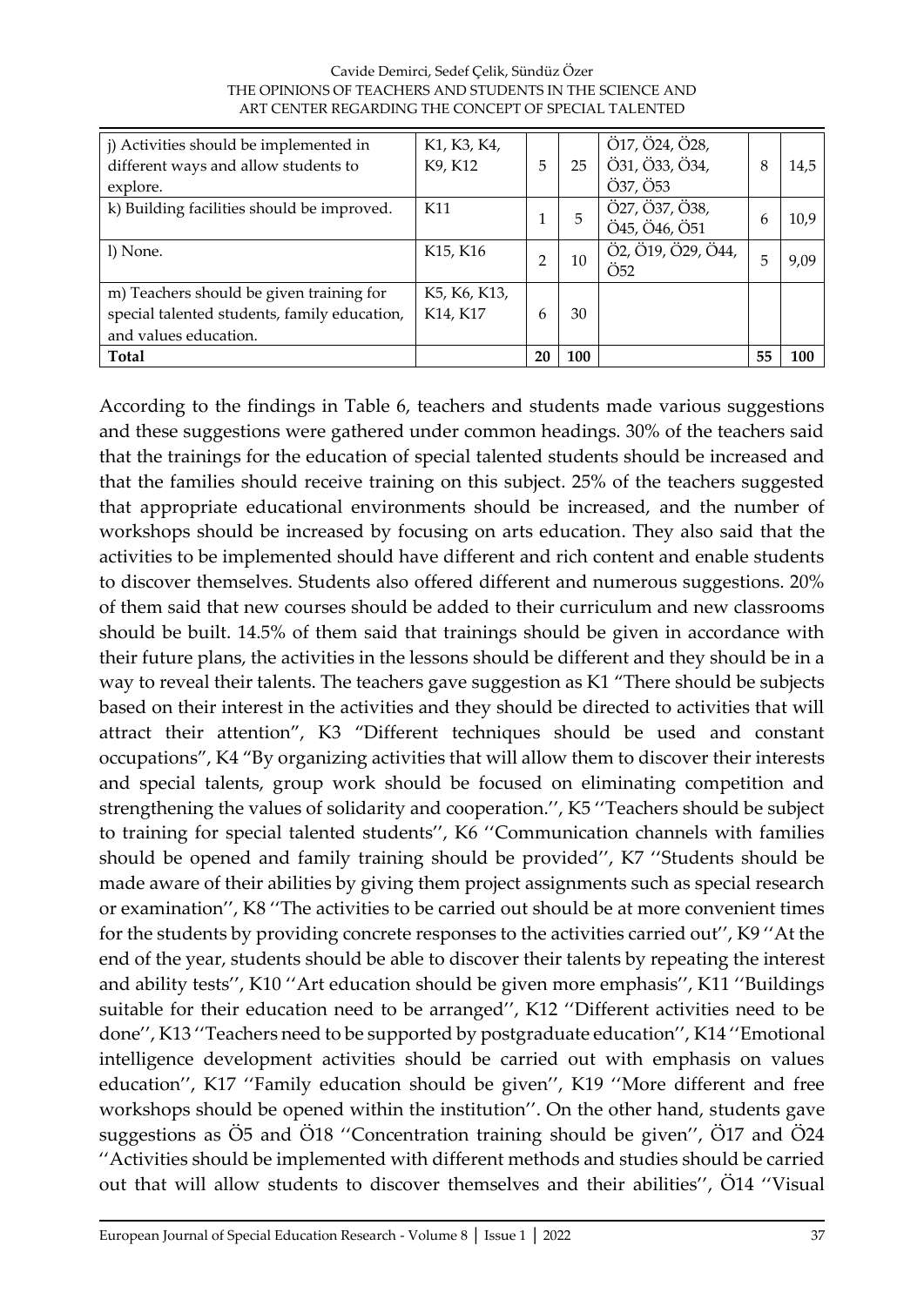| j) Activities should be implemented in different ways and allow students to explore. | K1, K3, K4, K9, K12 | 5 | 25 | Ö17, Ö24, Ö28, Ö31, Ö33, Ö34, Ö37, Ö53 | 8 | 14,5 |
|---|---|---|---|---|---|---|
| k) Building facilities should be improved. | K11 | 1 | 5 | Ö27, Ö37, Ö38, Ö45, Ö46, Ö51 | 6 | 10,9 |
| l) None. | K15, K16 | 2 | 10 | Ö2, Ö19, Ö29, Ö44, Ö52 | 5 | 9,09 |
| m) Teachers should be given training for special talented students, family education, and values education. | K5, K6, K13, K14, K17 | 6 | 30 | | | |
| **Total** | | **20** | **100** | | **55** | **100** |

According to the findings in Table 6, teachers and students made various suggestions and these suggestions were gathered under common headings. 30% of the teachers said that the trainings for the education of special talented students should be increased and that the families should receive training on this subject. 25% of the teachers suggested that appropriate educational environments should be increased, and the number of workshops should be increased by focusing on arts education. They also said that the activities to be implemented should have different and rich content and enable students to discover themselves. Students also offered different and numerous suggestions. 20% of them said that new courses should be added to their curriculum and new classrooms should be built. 14.5% of them said that trainings should be given in accordance with their future plans, the activities in the lessons should be different and they should be in a way to reveal their talents. The teachers gave suggestion as K1 "There should be subjects based on their interest in the activities and they should be directed to activities that will attract their attention", K3 "Different techniques should be used and constant occupations", K4 "By organizing activities that will allow them to discover their interests and special talents, group work should be focused on eliminating competition and strengthening the values of solidarity and cooperation.'', K5 ''Teachers should be subject to training for special talented students'', K6 ''Communication channels with families should be opened and family training should be provided'', K7 ''Students should be made aware of their abilities by giving them project assignments such as special research or examination'', K8 ''The activities to be carried out should be at more convenient times for the students by providing concrete responses to the activities carried out'', K9 ''At the end of the year, students should be able to discover their talents by repeating the interest and ability tests'', K10 ''Art education should be given more emphasis'', K11 ''Buildings suitable for their education need to be arranged'', K12 ''Different activities need to be done'', K13 ''Teachers need to be supported by postgraduate education'', K14 ''Emotional intelligence development activities should be carried out with emphasis on values education'', K17 ''Family education should be given'', K19 ''More different and free workshops should be opened within the institution''. On the other hand, students gave suggestions as Ö5 and Ö18 ''Concentration training should be given'', Ö17 and Ö24 ''Activities should be implemented with different methods and studies should be carried out that will allow students to discover themselves and their abilities'', Ö14 ''Visual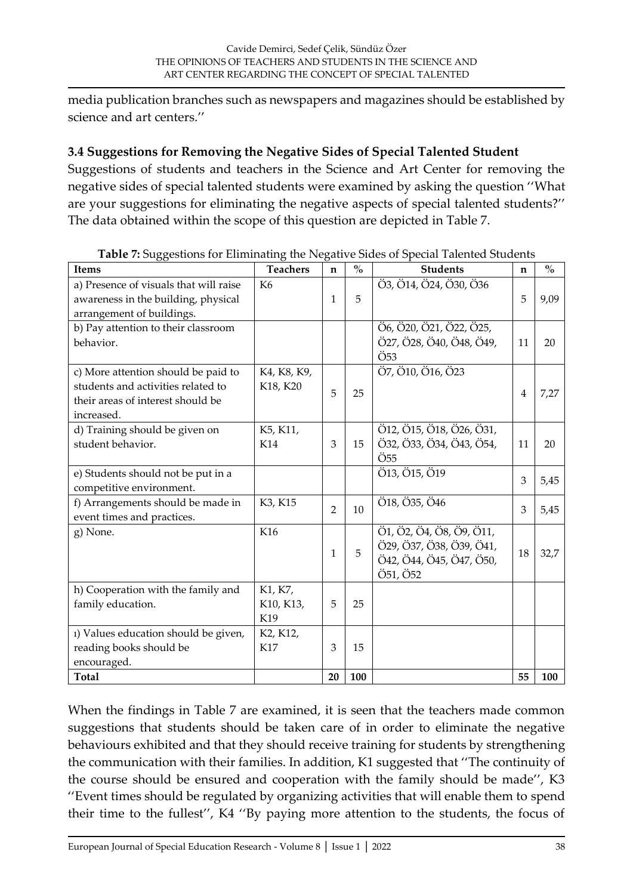media publication branches such as newspapers and magazines should be established by science and art centers.''

### 3.4 Suggestions for Removing the Negative Sides of Special Talented Student

Suggestions of students and teachers in the Science and Art Center for removing the negative sides of special talented students were examined by asking the question ''What are your suggestions for eliminating the negative aspects of special talented students?'' The data obtained within the scope of this question are depicted in Table 7.

**Table 7:** Suggestions for Eliminating the Negative Sides of Special Talented Students

| Items | Teachers | n | % | Students | n | % |
|---|---|---|---|---|---|---|
| a) Presence of visuals that will raise awareness in the building, physical arrangement of buildings. | K6 | 1 | 5 | Ö3, Ö14, Ö24, Ö30, Ö36 | 5 | 9,09 |
| b) Pay attention to their classroom behavior. | | | | Ö6, Ö20, Ö21, Ö22, Ö25, Ö27, Ö28, Ö40, Ö48, Ö49, Ö53 | 11 | 20 |
| c) More attention should be paid to students and activities related to their areas of interest should be increased. | K4, K8, K9, K18, K20 | 5 | 25 | Ö7, Ö10, Ö16, Ö23 | 4 | 7,27 |
| d) Training should be given on student behavior. | K5, K11, K14 | 3 | 15 | Ö12, Ö15, Ö18, Ö26, Ö31, Ö32, Ö33, Ö34, Ö43, Ö54, Ö55 | 11 | 20 |
| e) Students should not be put in a competitive environment. | | | | Ö13, Ö15, Ö19 | 3 | 5,45 |
| f) Arrangements should be made in event times and practices. | K3, K15 | 2 | 10 | Ö18, Ö35, Ö46 | 3 | 5,45 |
| g) None. | K16 | 1 | 5 | Ö1, Ö2, Ö4, Ö8, Ö9, Ö11, Ö29, Ö37, Ö38, Ö39, Ö41, Ö42, Ö44, Ö45, Ö47, Ö50, Ö51, Ö52 | 18 | 32,7 |
| h) Cooperation with the family and family education. | K1, K7, K10, K13, K19 | 5 | 25 | | | |
| ı) Values education should be given, reading books should be encouraged. | K2, K12, K17 | 3 | 15 | | | |
| **Total** | | **20** | **100** | | **55** | **100** |

When the findings in Table 7 are examined, it is seen that the teachers made common suggestions that students should be taken care of in order to eliminate the negative behaviours exhibited and that they should receive training for students by strengthening the communication with their families. In addition, K1 suggested that ''The continuity of the course should be ensured and cooperation with the family should be made'', K3 ''Event times should be regulated by organizing activities that will enable them to spend their time to the fullest'', K4 ''By paying more attention to the students, the focus of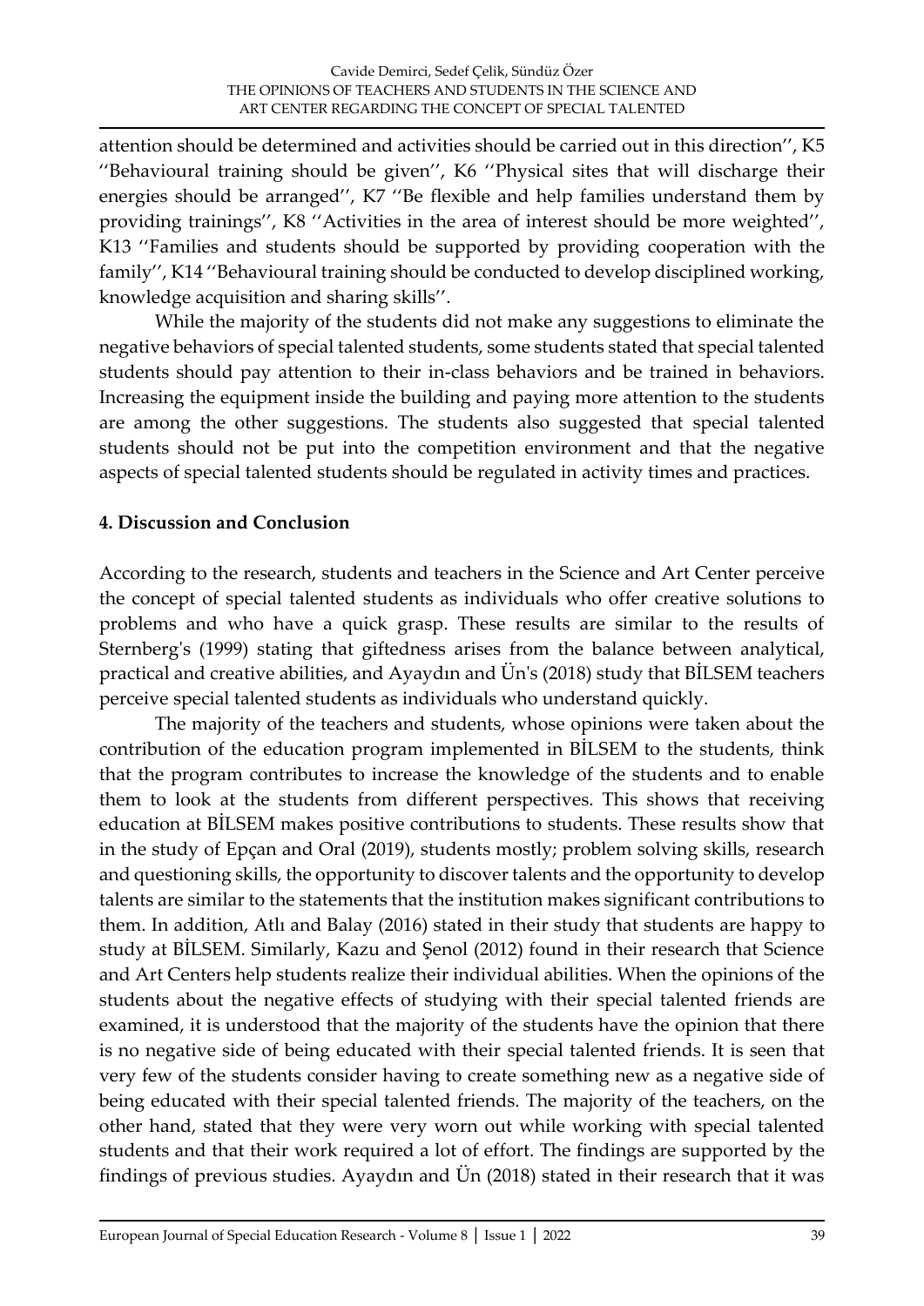attention should be determined and activities should be carried out in this direction'', K5 ''Behavioural training should be given'', K6 ''Physical sites that will discharge their energies should be arranged'', K7 ''Be flexible and help families understand them by providing trainings'', K8 ''Activities in the area of interest should be more weighted'', K13 ''Families and students should be supported by providing cooperation with the family'', K14 ''Behavioural training should be conducted to develop disciplined working, knowledge acquisition and sharing skills''.

While the majority of the students did not make any suggestions to eliminate the negative behaviors of special talented students, some students stated that special talented students should pay attention to their in-class behaviors and be trained in behaviors. Increasing the equipment inside the building and paying more attention to the students are among the other suggestions. The students also suggested that special talented students should not be put into the competition environment and that the negative aspects of special talented students should be regulated in activity times and practices.

## 4. Discussion and Conclusion

According to the research, students and teachers in the Science and Art Center perceive the concept of special talented students as individuals who offer creative solutions to problems and who have a quick grasp. These results are similar to the results of Sternberg's (1999) stating that giftedness arises from the balance between analytical, practical and creative abilities, and Ayaydın and Ün's (2018) study that BİLSEM teachers perceive special talented students as individuals who understand quickly.

The majority of the teachers and students, whose opinions were taken about the contribution of the education program implemented in BİLSEM to the students, think that the program contributes to increase the knowledge of the students and to enable them to look at the students from different perspectives. This shows that receiving education at BİLSEM makes positive contributions to students. These results show that in the study of Epçan and Oral (2019), students mostly; problem solving skills, research and questioning skills, the opportunity to discover talents and the opportunity to develop talents are similar to the statements that the institution makes significant contributions to them. In addition, Atlı and Balay (2016) stated in their study that students are happy to study at BİLSEM. Similarly, Kazu and Şenol (2012) found in their research that Science and Art Centers help students realize their individual abilities. When the opinions of the students about the negative effects of studying with their special talented friends are examined, it is understood that the majority of the students have the opinion that there is no negative side of being educated with their special talented friends. It is seen that very few of the students consider having to create something new as a negative side of being educated with their special talented friends. The majority of the teachers, on the other hand, stated that they were very worn out while working with special talented students and that their work required a lot of effort. The findings are supported by the findings of previous studies. Ayaydın and Ün (2018) stated in their research that it was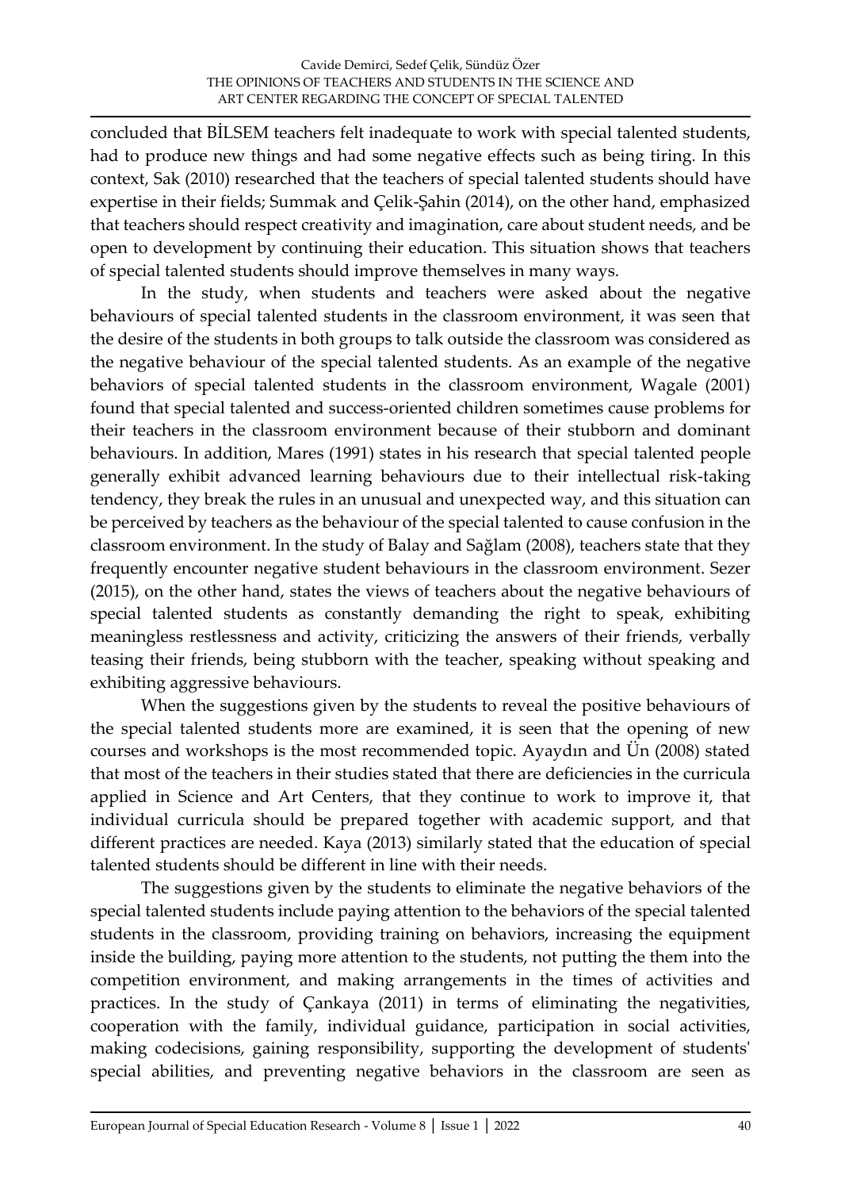concluded that BİLSEM teachers felt inadequate to work with special talented students, had to produce new things and had some negative effects such as being tiring. In this context, Sak (2010) researched that the teachers of special talented students should have expertise in their fields; Summak and Çelik-Şahin (2014), on the other hand, emphasized that teachers should respect creativity and imagination, care about student needs, and be open to development by continuing their education. This situation shows that teachers of special talented students should improve themselves in many ways.

In the study, when students and teachers were asked about the negative behaviours of special talented students in the classroom environment, it was seen that the desire of the students in both groups to talk outside the classroom was considered as the negative behaviour of the special talented students. As an example of the negative behaviors of special talented students in the classroom environment, Wagale (2001) found that special talented and success-oriented children sometimes cause problems for their teachers in the classroom environment because of their stubborn and dominant behaviours. In addition, Mares (1991) states in his research that special talented people generally exhibit advanced learning behaviours due to their intellectual risk-taking tendency, they break the rules in an unusual and unexpected way, and this situation can be perceived by teachers as the behaviour of the special talented to cause confusion in the classroom environment. In the study of Balay and Sağlam (2008), teachers state that they frequently encounter negative student behaviours in the classroom environment. Sezer (2015), on the other hand, states the views of teachers about the negative behaviours of special talented students as constantly demanding the right to speak, exhibiting meaningless restlessness and activity, criticizing the answers of their friends, verbally teasing their friends, being stubborn with the teacher, speaking without speaking and exhibiting aggressive behaviours.

When the suggestions given by the students to reveal the positive behaviours of the special talented students more are examined, it is seen that the opening of new courses and workshops is the most recommended topic. Ayaydın and Ün (2008) stated that most of the teachers in their studies stated that there are deficiencies in the curricula applied in Science and Art Centers, that they continue to work to improve it, that individual curricula should be prepared together with academic support, and that different practices are needed. Kaya (2013) similarly stated that the education of special talented students should be different in line with their needs.

The suggestions given by the students to eliminate the negative behaviors of the special talented students include paying attention to the behaviors of the special talented students in the classroom, providing training on behaviors, increasing the equipment inside the building, paying more attention to the students, not putting the them into the competition environment, and making arrangements in the times of activities and practices. In the study of Çankaya (2011) in terms of eliminating the negativities, cooperation with the family, individual guidance, participation in social activities, making codecisions, gaining responsibility, supporting the development of students' special abilities, and preventing negative behaviors in the classroom are seen as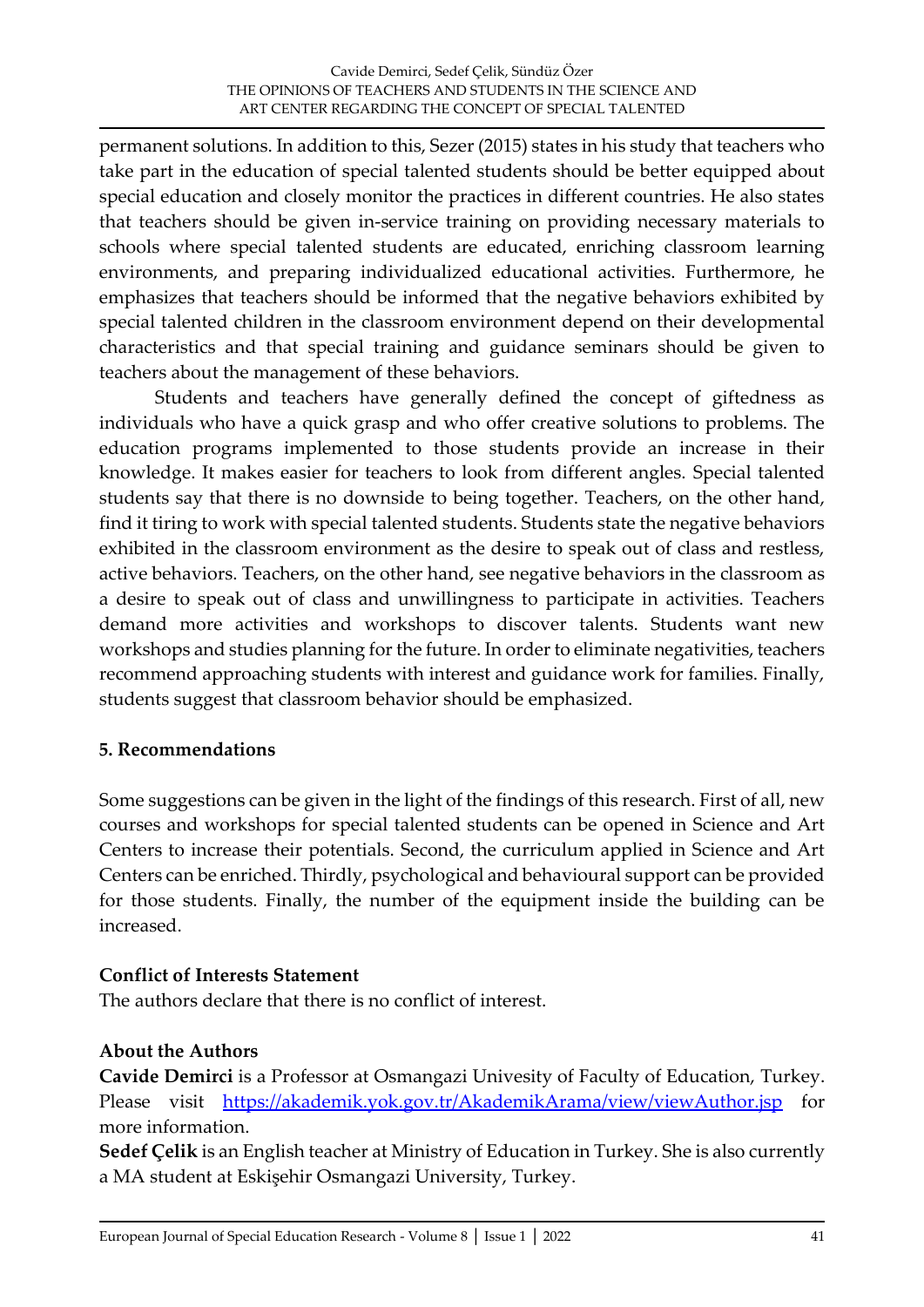permanent solutions. In addition to this, Sezer (2015) states in his study that teachers who take part in the education of special talented students should be better equipped about special education and closely monitor the practices in different countries. He also states that teachers should be given in-service training on providing necessary materials to schools where special talented students are educated, enriching classroom learning environments, and preparing individualized educational activities. Furthermore, he emphasizes that teachers should be informed that the negative behaviors exhibited by special talented children in the classroom environment depend on their developmental characteristics and that special training and guidance seminars should be given to teachers about the management of these behaviors.

Students and teachers have generally defined the concept of giftedness as individuals who have a quick grasp and who offer creative solutions to problems. The education programs implemented to those students provide an increase in their knowledge. It makes easier for teachers to look from different angles. Special talented students say that there is no downside to being together. Teachers, on the other hand, find it tiring to work with special talented students. Students state the negative behaviors exhibited in the classroom environment as the desire to speak out of class and restless, active behaviors. Teachers, on the other hand, see negative behaviors in the classroom as a desire to speak out of class and unwillingness to participate in activities. Teachers demand more activities and workshops to discover talents. Students want new workshops and studies planning for the future. In order to eliminate negativities, teachers recommend approaching students with interest and guidance work for families. Finally, students suggest that classroom behavior should be emphasized.

## 5. Recommendations

Some suggestions can be given in the light of the findings of this research. First of all, new courses and workshops for special talented students can be opened in Science and Art Centers to increase their potentials. Second, the curriculum applied in Science and Art Centers can be enriched. Thirdly, psychological and behavioural support can be provided for those students. Finally, the number of the equipment inside the building can be increased.

### Conflict of Interests Statement

The authors declare that there is no conflict of interest.

### About the Authors

**Cavide Demirci** is a Professor at Osmangazi Univesity of Faculty of Education, Turkey. Please visit https://akademik.yok.gov.tr/AkademikArama/view/viewAuthor.jsp for more information.

**Sedef Çelik** is an English teacher at Ministry of Education in Turkey. She is also currently a MA student at Eskişehir Osmangazi University, Turkey.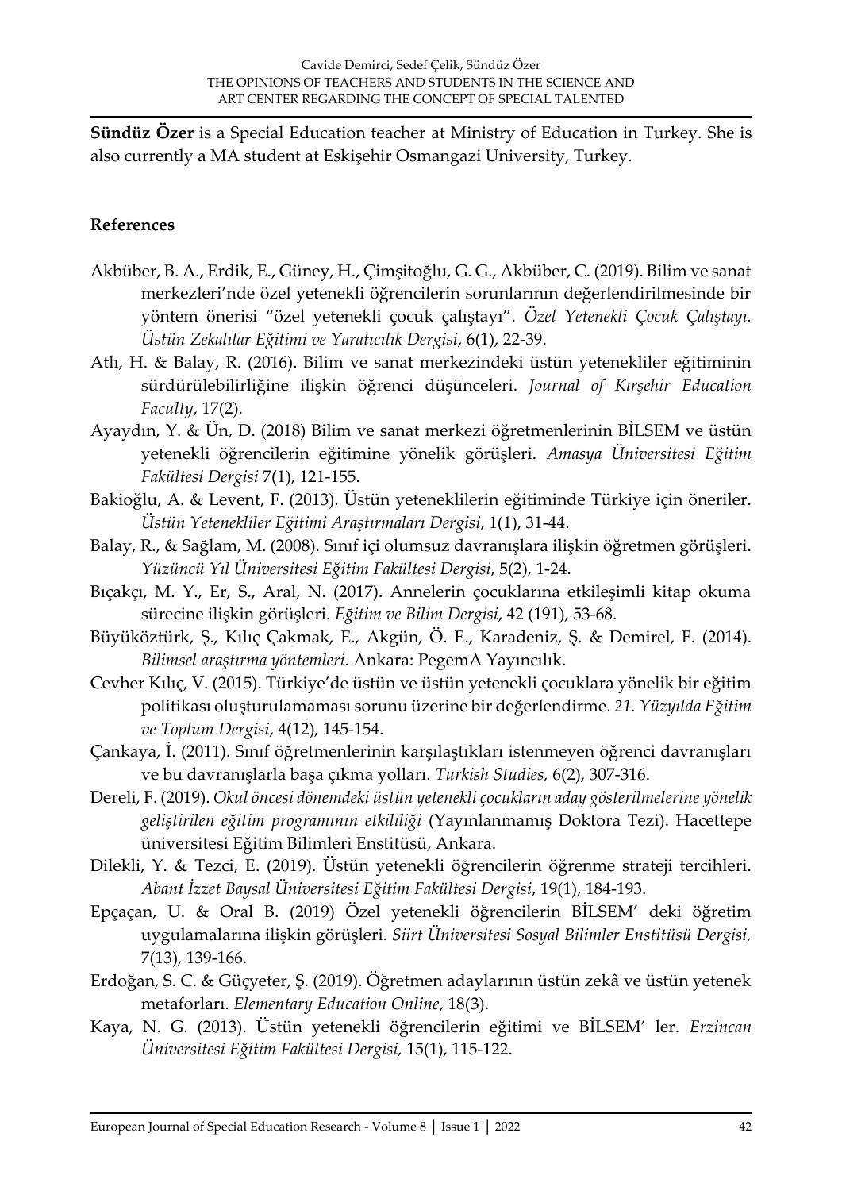**Sündüz Özer** is a Special Education teacher at Ministry of Education in Turkey. She is also currently a MA student at Eskişehir Osmangazi University, Turkey.

## References

Akbüber, B. A., Erdik, E., Güney, H., Çimşitoğlu, G. G., Akbüber, C. (2019). Bilim ve sanat merkezleri'nde özel yetenekli öğrencilerin sorunlarının değerlendirilmesinde bir yöntem önerisi "özel yetenekli çocuk çalıştayı". *Özel Yetenekli Çocuk Çalıştayı. Üstün Zekalılar Eğitimi ve Yaratıcılık Dergisi*, 6(1), 22-39.

Atlı, H. & Balay, R. (2016). Bilim ve sanat merkezindeki üstün yetenekliler eğitiminin sürdürülebilirliğine ilişkin öğrenci düşünceleri. *Journal of Kırşehir Education Faculty*, 17(2).

Ayaydın, Y. & Ün, D. (2018) Bilim ve sanat merkezi öğretmenlerinin BİLSEM ve üstün yetenekli öğrencilerin eğitimine yönelik görüşleri. *Amasya Üniversitesi Eğitim Fakültesi Dergisi* 7(1), 121-155.

Bakioğlu, A. & Levent, F. (2013). Üstün yeteneklilerin eğitiminde Türkiye için öneriler. *Üstün Yetenekliler Eğitimi Araştırmaları Dergisi*, 1(1), 31-44.

Balay, R., & Sağlam, M. (2008). Sınıf içi olumsuz davranışlara ilişkin öğretmen görüşleri. *Yüzüncü Yıl Üniversitesi Eğitim Fakültesi Dergisi*, 5(2), 1-24.

Bıçakçı, M. Y., Er, S., Aral, N. (2017). Annelerin çocuklarına etkileşimli kitap okuma sürecine ilişkin görüşleri. *Eğitim ve Bilim Dergisi*, 42 (191), 53-68.

Büyüköztürk, Ş., Kılıç Çakmak, E., Akgün, Ö. E., Karadeniz, Ş. & Demirel, F. (2014). *Bilimsel araştırma yöntemleri*. Ankara: PegemA Yayıncılık.

Cevher Kılıç, V. (2015). Türkiye'de üstün ve üstün yetenekli çocuklara yönelik bir eğitim politikası oluşturulamaması sorunu üzerine bir değerlendirme. *21. Yüzyılda Eğitim ve Toplum Dergisi*, 4(12), 145-154.

Çankaya, İ. (2011). Sınıf öğretmenlerinin karşılaştıkları istenmeyen öğrenci davranışları ve bu davranışlarla başa çıkma yolları. *Turkish Studies,* 6(2), 307-316.

Dereli, F. (2019). *Okul öncesi dönemdeki üstün yetenekli çocukların aday gösterilmelerine yönelik geliştirilen eğitim programının etkililiği* (Yayınlanmamış Doktora Tezi). Hacettepe üniversitesi Eğitim Bilimleri Enstitüsü, Ankara.

Dilekli, Y. & Tezci, E. (2019). Üstün yetenekli öğrencilerin öğrenme strateji tercihleri. *Abant İzzet Baysal Üniversitesi Eğitim Fakültesi Dergisi*, 19(1), 184-193.

Epçaçan, U. & Oral B. (2019) Özel yetenekli öğrencilerin BİLSEM' deki öğretim uygulamalarına ilişkin görüşleri. *Siirt Üniversitesi Sosyal Bilimler Enstitüsü Dergisi,* 7(13), 139-166.

Erdoğan, S. C. & Güçyeter, Ş. (2019). Öğretmen adaylarının üstün zekâ ve üstün yetenek metaforları. *Elementary Education Online*, 18(3).

Kaya, N. G. (2013). Üstün yetenekli öğrencilerin eğitimi ve BİLSEM' ler. *Erzincan Üniversitesi Eğitim Fakültesi Dergisi,* 15(1), 115-122.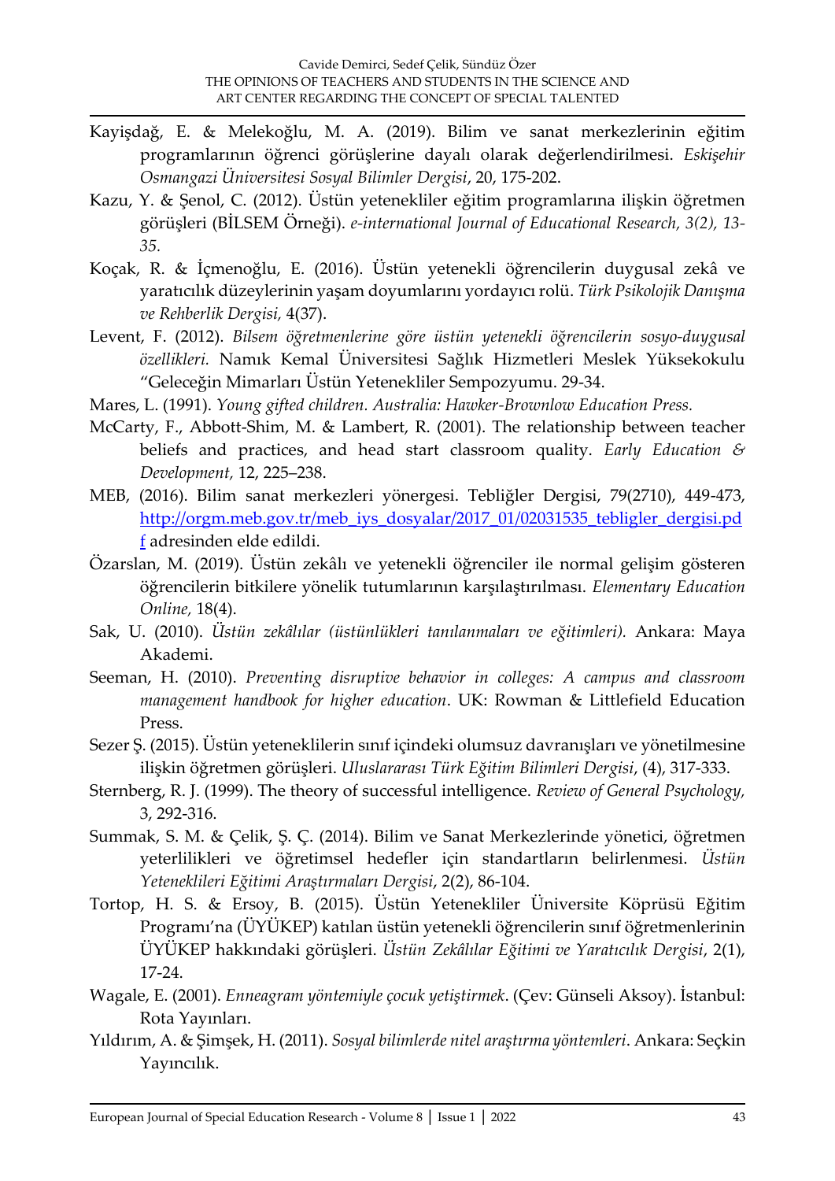Kayişdağ, E. & Melekoğlu, M. A. (2019). Bilim ve sanat merkezlerinin eğitim programlarının öğrenci görüşlerine dayalı olarak değerlendirilmesi. *Eskişehir Osmangazi Üniversitesi Sosyal Bilimler Dergisi*, 20, 175-202.

Kazu, Y. & Şenol, C. (2012). Üstün yetenekliler eğitim programlarına ilişkin öğretmen görüşleri (BİLSEM Örneği). *e-international Journal of Educational Research, 3(2), 13-35.*

Koçak, R. & İçmenoğlu, E. (2016). Üstün yetenekli öğrencilerin duygusal zekâ ve yaratıcılık düzeylerinin yaşam doyumlarını yordayıcı rolü. *Türk Psikolojik Danışma ve Rehberlik Dergisi,* 4(37).

Levent, F. (2012). *Bilsem öğretmenlerine göre üstün yetenekli öğrencilerin sosyo-duygusal özellikleri.* Namık Kemal Üniversitesi Sağlık Hizmetleri Meslek Yüksekokulu "Geleceğin Mimarları Üstün Yetenekliler Sempozyumu. 29-34.

Mares, L. (1991). *Young gifted children. Australia: Hawker-Brownlow Education Press.*

McCarty, F., Abbott-Shim, M. & Lambert, R. (2001). The relationship between teacher beliefs and practices, and head start classroom quality. *Early Education & Development,* 12, 225–238.

MEB, (2016). Bilim sanat merkezleri yönergesi. Tebliğler Dergisi, 79(2710), 449-473, http://orgm.meb.gov.tr/meb_iys_dosyalar/2017_01/02031535_tebligler_dergisi.pdf adresinden elde edildi.

Özarslan, M. (2019). Üstün zekâlı ve yetenekli öğrenciler ile normal gelişim gösteren öğrencilerin bitkilere yönelik tutumlarının karşılaştırılması. *Elementary Education Online,* 18(4).

Sak, U. (2010). *Üstün zekâlılar (üstünlükleri tanılanmaları ve eğitimleri).* Ankara: Maya Akademi.

Seeman, H. (2010). *Preventing disruptive behavior in colleges: A campus and classroom management handbook for higher education*. UK: Rowman & Littlefield Education Press.

Sezer Ş. (2015). Üstün yeteneklilerin sınıf içindeki olumsuz davranışları ve yönetilmesine ilişkin öğretmen görüşleri. *Uluslararası Türk Eğitim Bilimleri Dergisi*, (4), 317-333.

Sternberg, R. J. (1999). The theory of successful intelligence. *Review of General Psychology,* 3, 292-316.

Summak, S. M. & Çelik, Ş. Ç. (2014). Bilim ve Sanat Merkezlerinde yönetici, öğretmen yeterlilikleri ve öğretimsel hedefler için standartların belirlenmesi. *Üstün Yetenekli̇leri Eğitimi Araştırmaları Dergisi*, 2(2), 86-104.

Tortop, H. S. & Ersoy, B. (2015). Üstün Yetenekliler Üniversite Köprüsü Eğitim Programı'na (ÜYÜKEP) katılan üstün yetenekli öğrencilerin sınıf öğretmenlerinin ÜYÜKEP hakkındaki görüşleri. *Üstün Zekâlılar Eğitimi ve Yaratıcılık Dergisi*, 2(1), 17-24.

Wagale, E. (2001). *Enneagram yöntemiyle çocuk yetiştirmek*. (Çev: Günseli Aksoy). İstanbul: Rota Yayınları.

Yıldırım, A. & Şimşek, H. (2011). *Sosyal bilimlerde nitel araştırma yöntemleri*. Ankara: Seçkin Yayıncılık.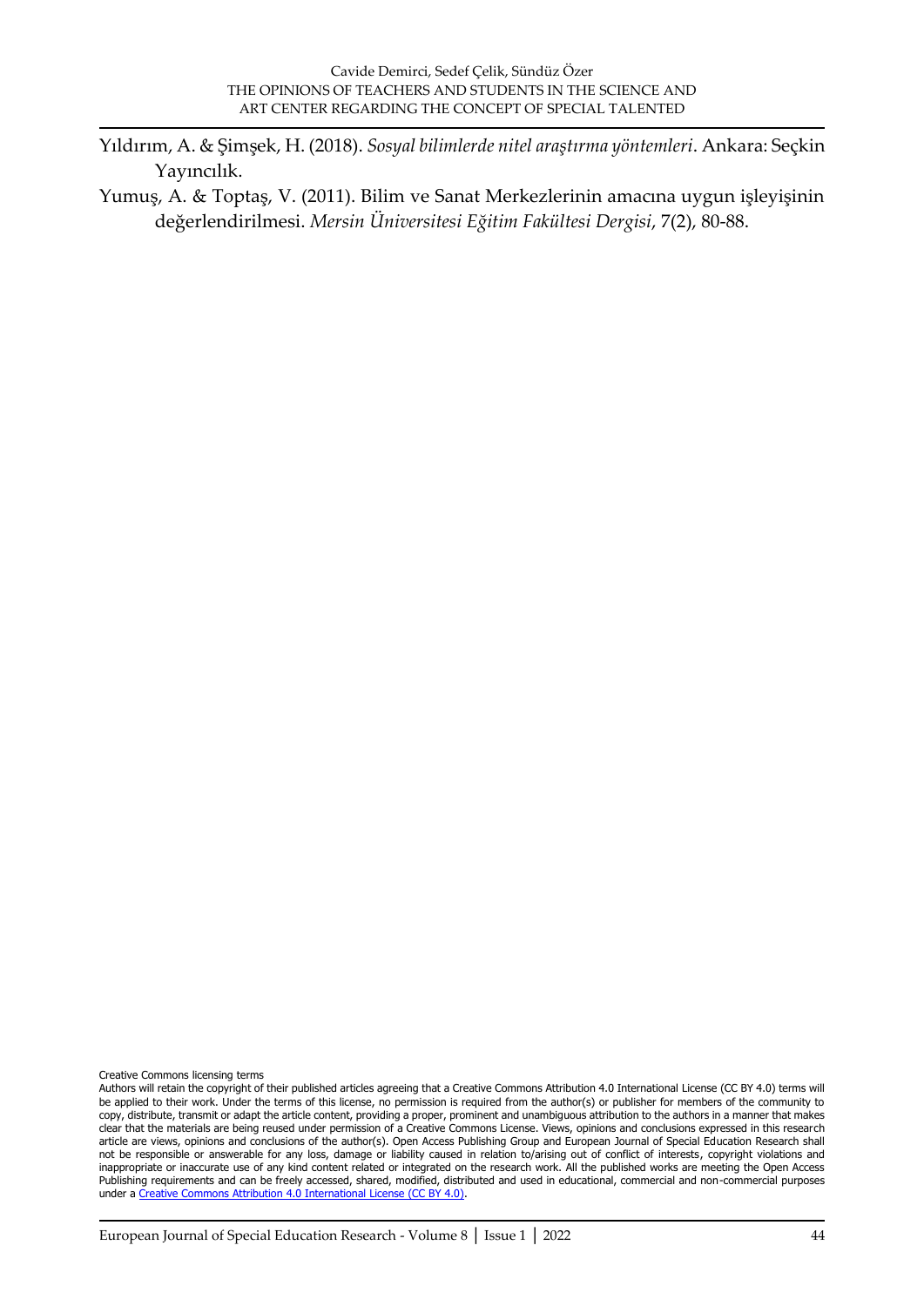Yıldırım, A. & Şimşek, H. (2018). *Sosyal bilimlerde nitel araştırma yöntemleri*. Ankara: Seçkin Yayıncılık.

Yumuş, A. & Toptaş, V. (2011). Bilim ve Sanat Merkezlerinin amacına uygun işleyişinin değerlendirilmesi. *Mersin Üniversitesi Eğitim Fakültesi Dergisi*, 7(2), 80-88.

Creative Commons licensing terms

Authors will retain the copyright of their published articles agreeing that a Creative Commons Attribution 4.0 International License (CC BY 4.0) terms will be applied to their work. Under the terms of this license, no permission is required from the author(s) or publisher for members of the community to copy, distribute, transmit or adapt the article content, providing a proper, prominent and unambiguous attribution to the authors in a manner that makes clear that the materials are being reused under permission of a Creative Commons License. Views, opinions and conclusions expressed in this research article are views, opinions and conclusions of the author(s). Open Access Publishing Group and European Journal of Special Education Research shall not be responsible or answerable for any loss, damage or liability caused in relation to/arising out of conflict of interests, copyright violations and inappropriate or inaccurate use of any kind content related or integrated on the research work. All the published works are meeting the Open Access Publishing requirements and can be freely accessed, shared, modified, distributed and used in educational, commercial and non-commercial purposes under a [Creative Commons Attribution 4.0 International License (CC BY 4.0)](https://creativecommons.org/licenses/by/4.0/).